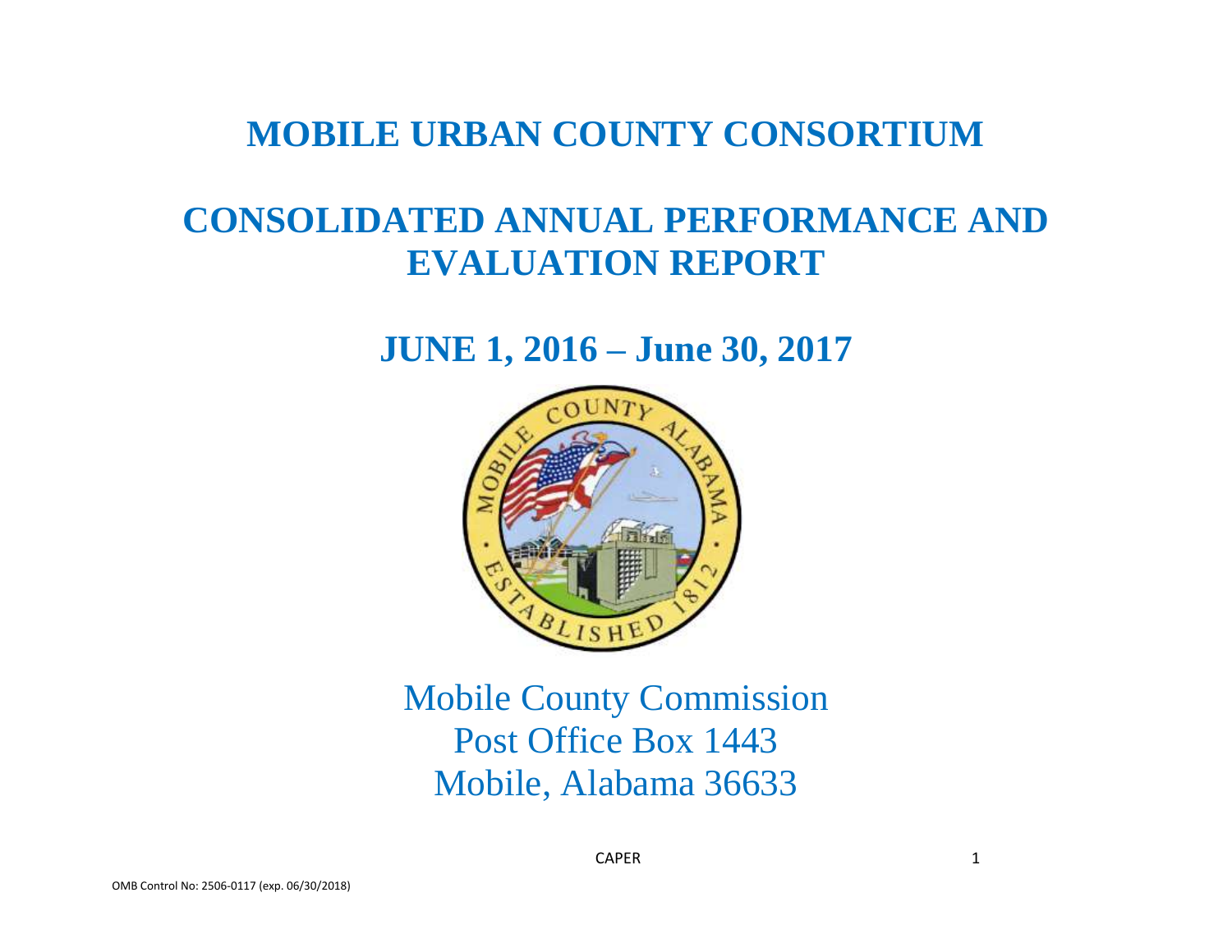# MOBILE URBAN COUNTY CONSORTIUM

# CONSOLIDATED ANNUAL PERFORMANCE AND EVALUATION REPORT

## JUNE 1, 2016 – June 30, 2017

Mobile County Commission
Post Office Box 1443
Mobile, Alabama 36633

CAPER

OMB Control No: 2506-0117 (exp. 06/30/2018)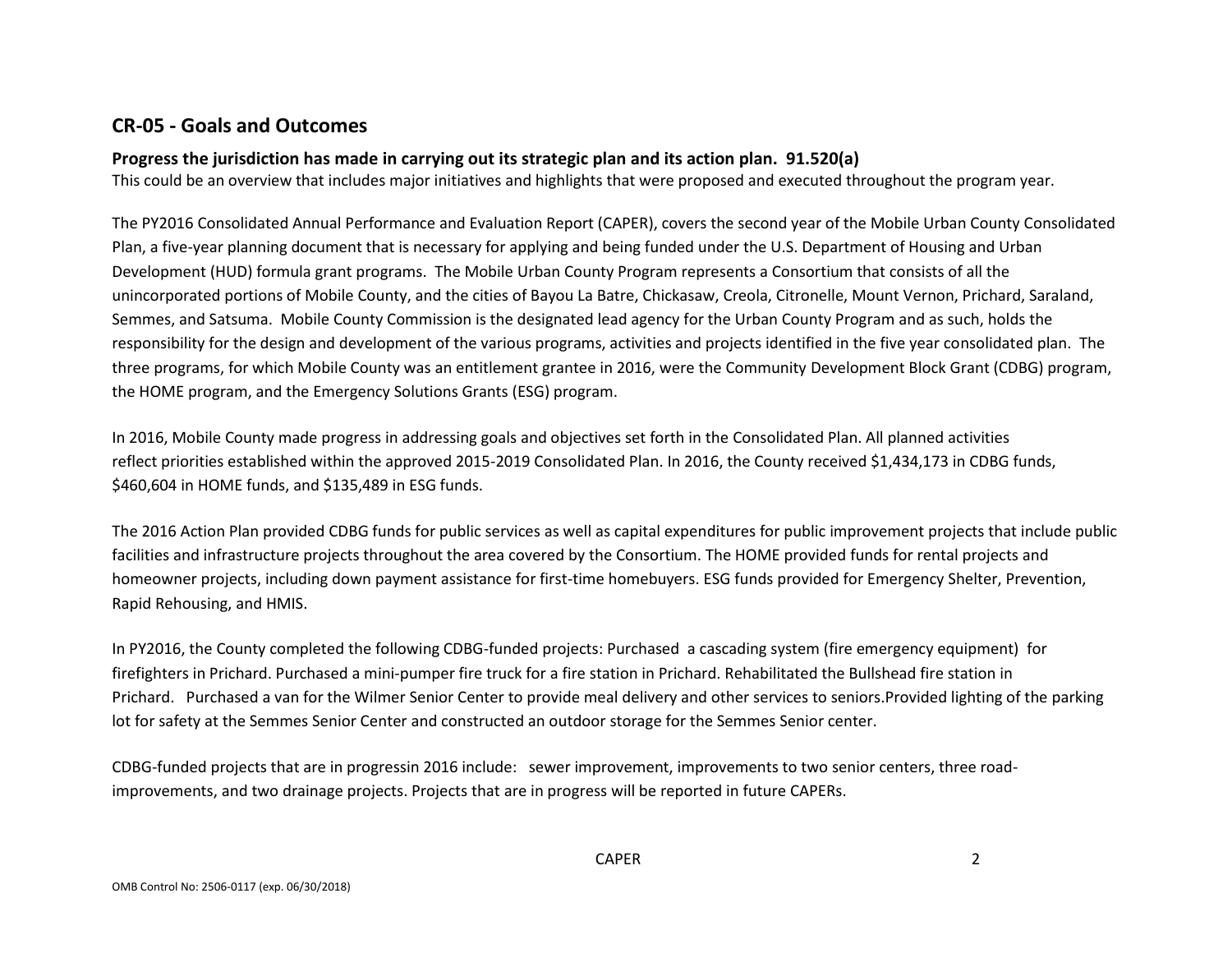## CR-05 - Goals and Outcomes

**Progress the jurisdiction has made in carrying out its strategic plan and its action plan. 91.520(a)**

This could be an overview that includes major initiatives and highlights that were proposed and executed throughout the program year.

The PY2016 Consolidated Annual Performance and Evaluation Report (CAPER), covers the second year of the Mobile Urban County Consolidated Plan, a five-year planning document that is necessary for applying and being funded under the U.S. Department of Housing and Urban Development (HUD) formula grant programs. The Mobile Urban County Program represents a Consortium that consists of all the unincorporated portions of Mobile County, and the cities of Bayou La Batre, Chickasaw, Creola, Citronelle, Mount Vernon, Prichard, Saraland, Semmes, and Satsuma. Mobile County Commission is the designated lead agency for the Urban County Program and as such, holds the responsibility for the design and development of the various programs, activities and projects identified in the five year consolidated plan. The three programs, for which Mobile County was an entitlement grantee in 2016, were the Community Development Block Grant (CDBG) program, the HOME program, and the Emergency Solutions Grants (ESG) program.

In 2016, Mobile County made progress in addressing goals and objectives set forth in the Consolidated Plan. All planned activities reflect priorities established within the approved 2015-2019 Consolidated Plan. In 2016, the County received $1,434,173 in CDBG funds, $460,604 in HOME funds, and $135,489 in ESG funds.

The 2016 Action Plan provided CDBG funds for public services as well as capital expenditures for public improvement projects that include public facilities and infrastructure projects throughout the area covered by the Consortium. The HOME provided funds for rental projects and homeowner projects, including down payment assistance for first-time homebuyers. ESG funds provided for Emergency Shelter, Prevention, Rapid Rehousing, and HMIS.

In PY2016, the County completed the following CDBG-funded projects: Purchased a cascading system (fire emergency equipment) for firefighters in Prichard. Purchased a mini-pumper fire truck for a fire station in Prichard. Rehabilitated the Bullshead fire station in Prichard. Purchased a van for the Wilmer Senior Center to provide meal delivery and other services to seniors.Provided lighting of the parking lot for safety at the Semmes Senior Center and constructed an outdoor storage for the Semmes Senior center.

CDBG-funded projects that are in progressin 2016 include: sewer improvement, improvements to two senior centers, three road-improvements, and two drainage projects. Projects that are in progress will be reported in future CAPERs.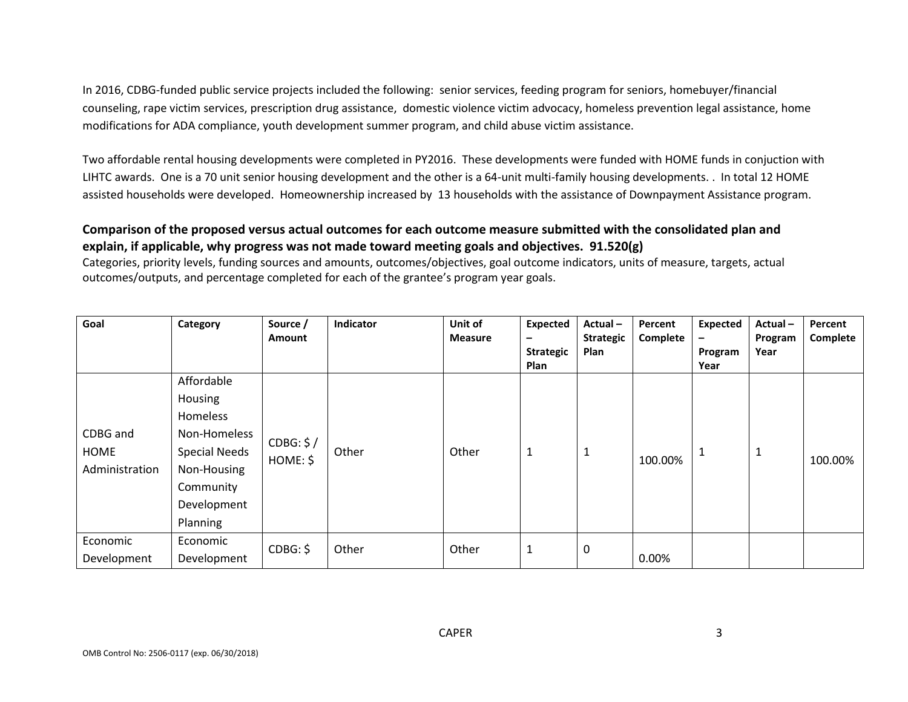In 2016, CDBG-funded public service projects included the following: senior services, feeding program for seniors, homebuyer/financial counseling, rape victim services, prescription drug assistance, domestic violence victim advocacy, homeless prevention legal assistance, home modifications for ADA compliance, youth development summer program, and child abuse victim assistance.

Two affordable rental housing developments were completed in PY2016. These developments were funded with HOME funds in conjuction with LIHTC awards. One is a 70 unit senior housing development and the other is a 64-unit multi-family housing developments. . In total 12 HOME assisted households were developed. Homeownership increased by 13 households with the assistance of Downpayment Assistance program.

**Comparison of the proposed versus actual outcomes for each outcome measure submitted with the consolidated plan and explain, if applicable, why progress was not made toward meeting goals and objectives. 91.520(g)**

Categories, priority levels, funding sources and amounts, outcomes/objectives, goal outcome indicators, units of measure, targets, actual outcomes/outputs, and percentage completed for each of the grantee's program year goals.

| Goal | Category | Source / Amount | Indicator | Unit of Measure | Expected – Strategic Plan | Actual – Strategic Plan | Percent Complete | Expected – Program Year | Actual – Program Year | Percent Complete |
|---|---|---|---|---|---|---|---|---|---|---|
| CDBG and HOME Administration | Affordable Housing Homeless Non-Homeless Special Needs Non-Housing Community Development Planning | CDBG: $ / HOME: $ | Other | Other | 1 | 1 | 100.00% | 1 | 1 | 100.00% |
| Economic Development | Economic Development | CDBG: $ | Other | Other | 1 | 0 | 0.00% | | | |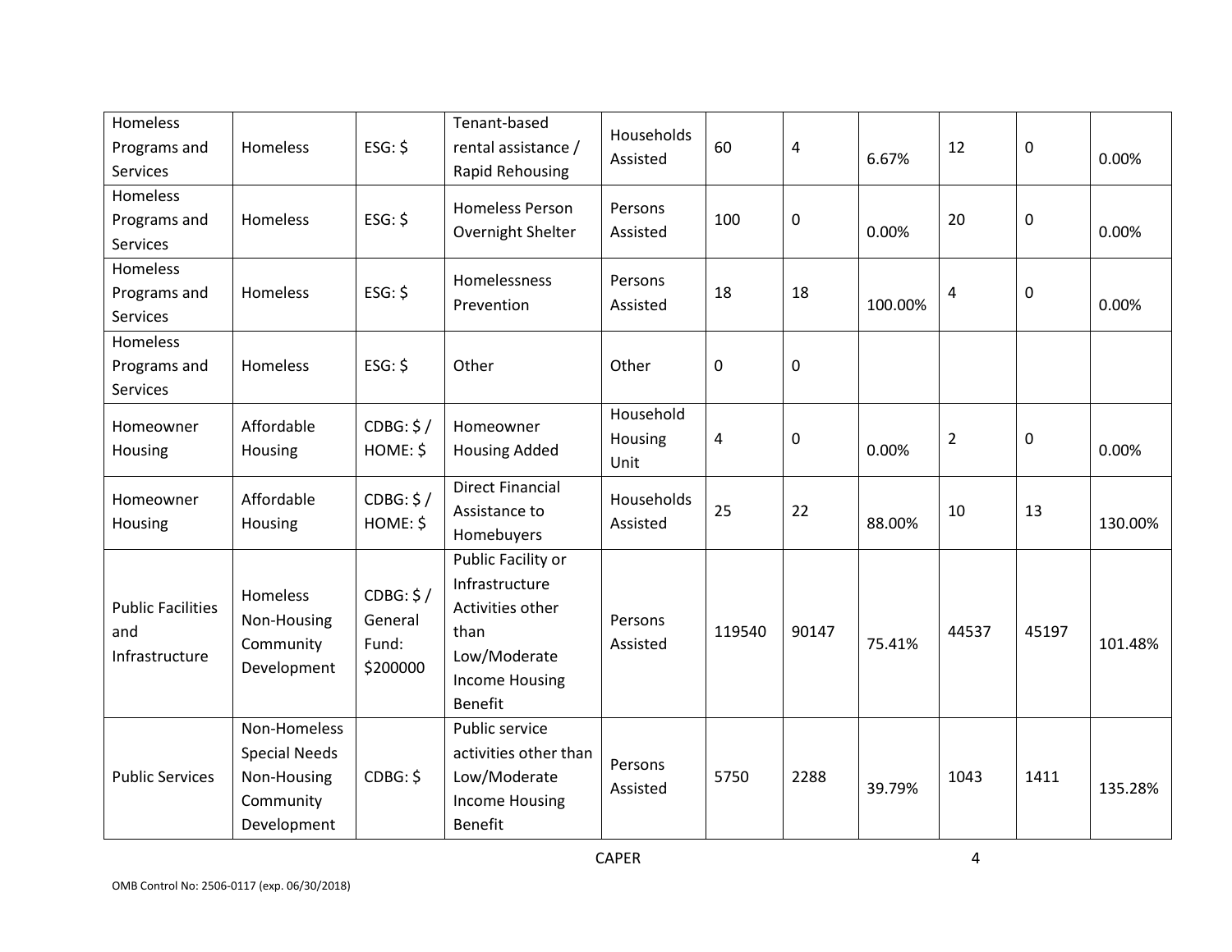| Homeless Programs and Services | Homeless | ESG: $ | Tenant-based rental assistance / Rapid Rehousing | Households Assisted | 60 | 4 | 6.67% | 12 | 0 | 0.00% |
|---|---|---|---|---|---|---|---|---|---|---|
| Homeless Programs and Services | Homeless | ESG: $ | Homeless Person Overnight Shelter | Persons Assisted | 100 | 0 | 0.00% | 20 | 0 | 0.00% |
| Homeless Programs and Services | Homeless | ESG: $ | Homelessness Prevention | Persons Assisted | 18 | 18 | 100.00% | 4 | 0 | 0.00% |
| Homeless Programs and Services | Homeless | ESG: $ | Other | Other | 0 | 0 | | | | |
| Homeowner Housing | Affordable Housing | CDBG: $ / HOME: $ | Homeowner Housing Added | Household Housing Unit | 4 | 0 | 0.00% | 2 | 0 | 0.00% |
| Homeowner Housing | Affordable Housing | CDBG: $ / HOME: $ | Direct Financial Assistance to Homebuyers | Households Assisted | 25 | 22 | 88.00% | 10 | 13 | 130.00% |
| Public Facilities and Infrastructure | Homeless Non-Housing Community Development | CDBG: $ / General Fund: $200000 | Public Facility or Infrastructure Activities other than Low/Moderate Income Housing Benefit | Persons Assisted | 119540 | 90147 | 75.41% | 44537 | 45197 | 101.48% |
| Public Services | Non-Homeless Special Needs Non-Housing Community Development | CDBG: $ | Public service activities other than Low/Moderate Income Housing Benefit | Persons Assisted | 5750 | 2288 | 39.79% | 1043 | 1411 | 135.28% |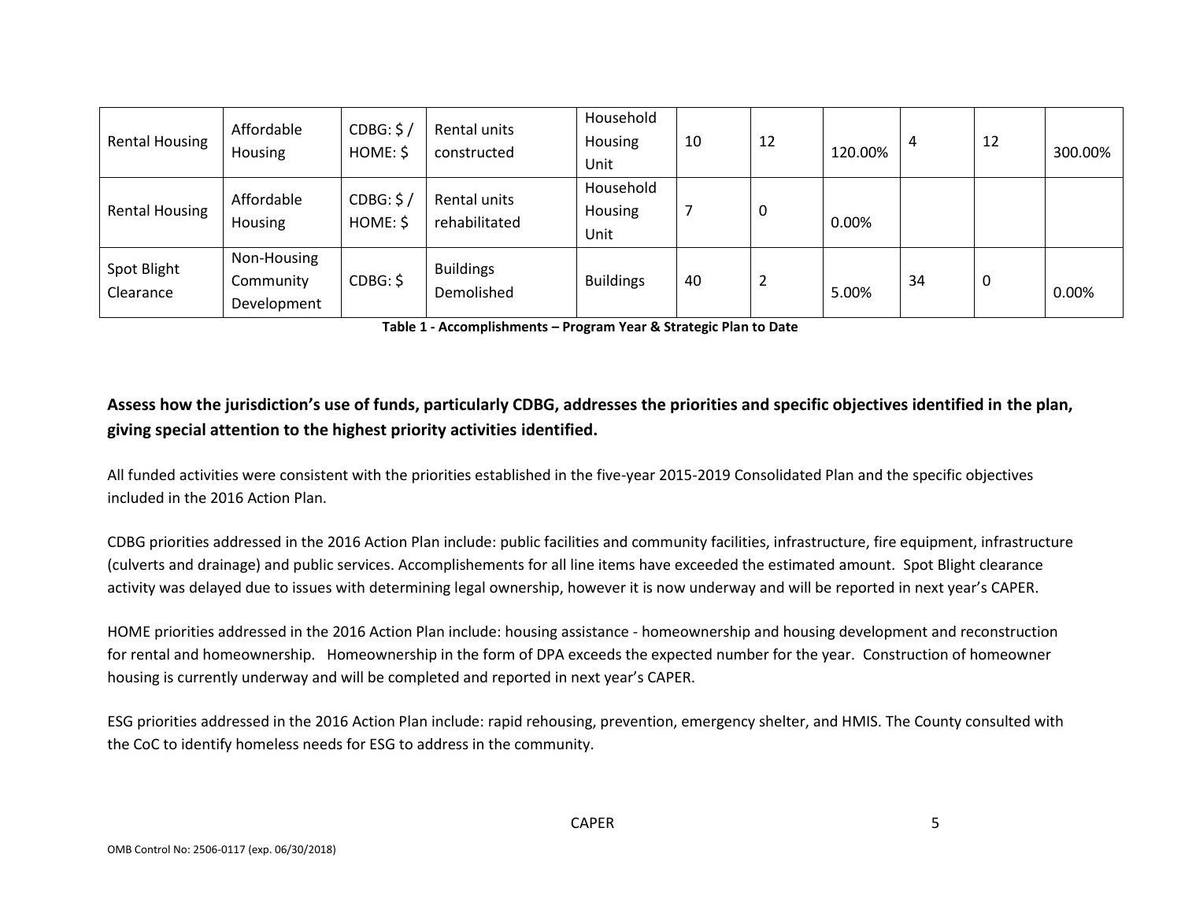| | | | | | | | | | | |
|---|---|---|---|---|---|---|---|---|---|---|
| Rental Housing | Affordable Housing | CDBG: $ / HOME: $ | Rental units constructed | Household Housing Unit | 10 | 12 | 120.00% | 4 | 12 | 300.00% |
| Rental Housing | Affordable Housing | CDBG: $ / HOME: $ | Rental units rehabilitated | Household Housing Unit | 7 | 0 | 0.00% | | | |
| Spot Blight Clearance | Non-Housing Community Development | CDBG: $ | Buildings Demolished | Buildings | 40 | 2 | 5.00% | 34 | 0 | 0.00% |

**Table 1 - Accomplishments – Program Year & Strategic Plan to Date**

### Assess how the jurisdiction's use of funds, particularly CDBG, addresses the priorities and specific objectives identified in the plan, giving special attention to the highest priority activities identified.

All funded activities were consistent with the priorities established in the five-year 2015-2019 Consolidated Plan and the specific objectives included in the 2016 Action Plan.

CDBG priorities addressed in the 2016 Action Plan include: public facilities and community facilities, infrastructure, fire equipment, infrastructure (culverts and drainage) and public services. Accomplishements for all line items have exceeded the estimated amount. Spot Blight clearance activity was delayed due to issues with determining legal ownership, however it is now underway and will be reported in next year's CAPER.

HOME priorities addressed in the 2016 Action Plan include: housing assistance - homeownership and housing development and reconstruction for rental and homeownership. Homeownership in the form of DPA exceeds the expected number for the year. Construction of homeowner housing is currently underway and will be completed and reported in next year's CAPER.

ESG priorities addressed in the 2016 Action Plan include: rapid rehousing, prevention, emergency shelter, and HMIS. The County consulted with the CoC to identify homeless needs for ESG to address in the community.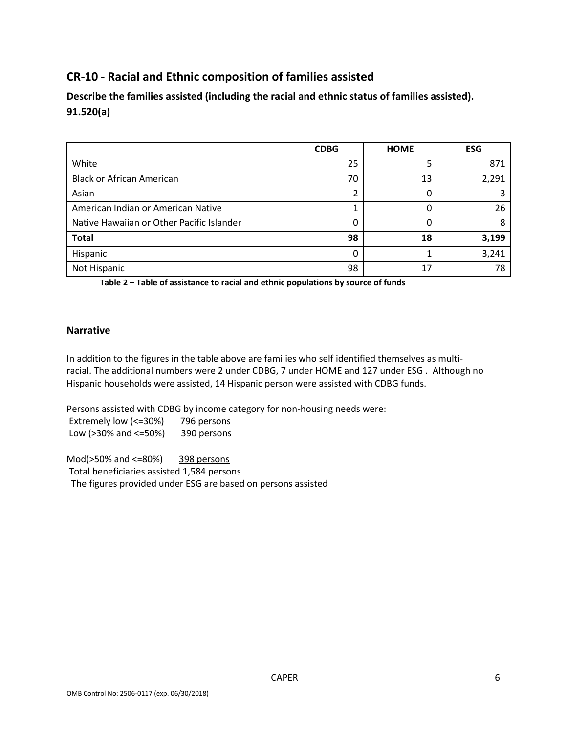## CR-10 - Racial and Ethnic composition of families assisted

### Describe the families assisted (including the racial and ethnic status of families assisted). 91.520(a)

| | CDBG | HOME | ESG |
|---|---|---|---|
| White | 25 | 5 | 871 |
| Black or African American | 70 | 13 | 2,291 |
| Asian | 2 | 0 | 3 |
| American Indian or American Native | 1 | 0 | 26 |
| Native Hawaiian or Other Pacific Islander | 0 | 0 | 8 |
| **Total** | **98** | **18** | **3,199** |
| Hispanic | 0 | 1 | 3,241 |
| Not Hispanic | 98 | 17 | 78 |

**Table 2 – Table of assistance to racial and ethnic populations by source of funds**

### Narrative

In addition to the figures in the table above are families who self identified themselves as multi-racial. The additional numbers were 2 under CDBG, 7 under HOME and 127 under ESG . Although no Hispanic households were assisted, 14 Hispanic person were assisted with CDBG funds.

Persons assisted with CDBG by income category for non-housing needs were:
Extremely low (<=30%) 796 persons
Low (>30% and <=50%) 390 persons

Mod(>50% and <=80%) 398 persons
Total beneficiaries assisted 1,584 persons
The figures provided under ESG are based on persons assisted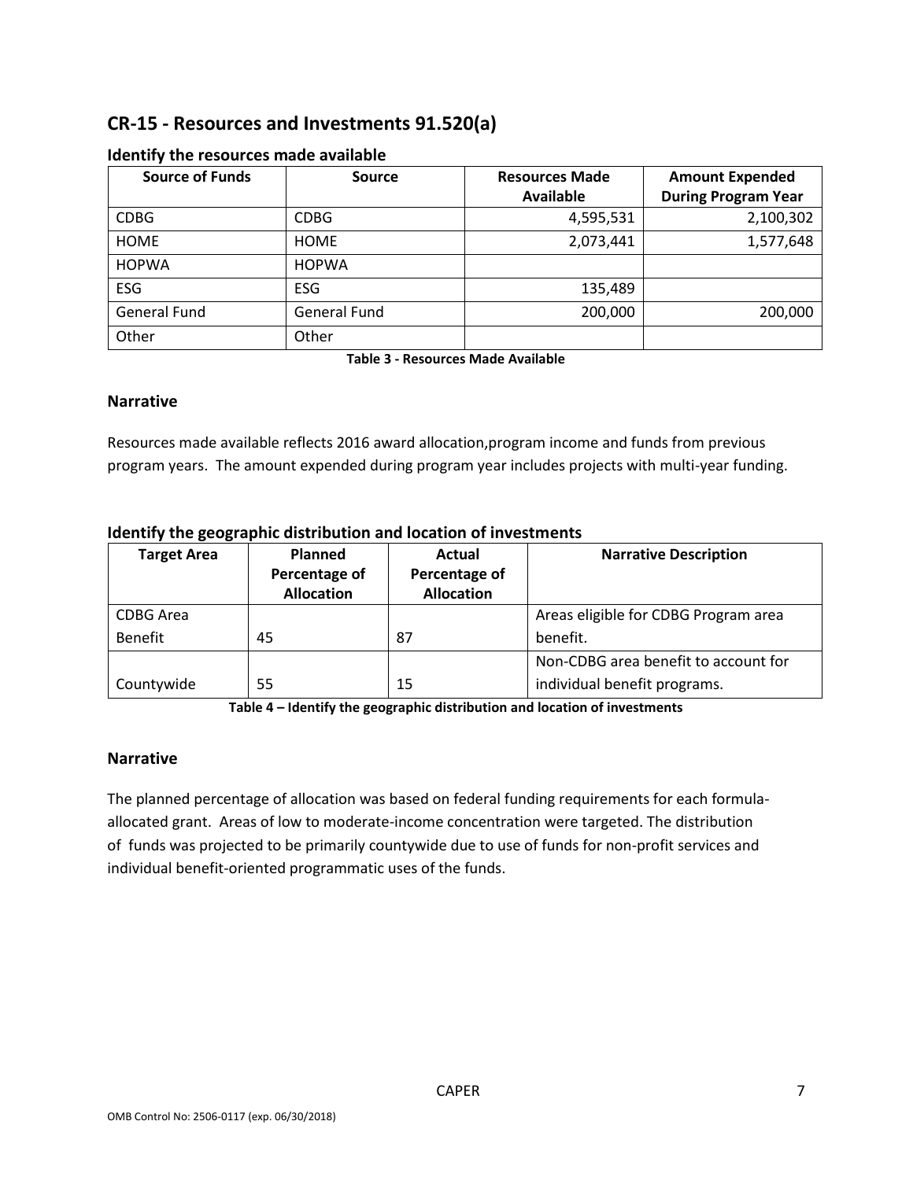## CR-15 - Resources and Investments 91.520(a)

### Identify the resources made available

| Source of Funds | Source | Resources Made Available | Amount Expended During Program Year |
|---|---|---|---|
| CDBG | CDBG | 4,595,531 | 2,100,302 |
| HOME | HOME | 2,073,441 | 1,577,648 |
| HOPWA | HOPWA | | |
| ESG | ESG | 135,489 | |
| General Fund | General Fund | 200,000 | 200,000 |
| Other | Other | | |

**Table 3 - Resources Made Available**

### Narrative

Resources made available reflects 2016 award allocation,program income and funds from previous program years. The amount expended during program year includes projects with multi-year funding.

### Identify the geographic distribution and location of investments

| Target Area | Planned Percentage of Allocation | Actual Percentage of Allocation | Narrative Description |
|---|---|---|---|
| CDBG Area Benefit | 45 | 87 | Areas eligible for CDBG Program area benefit. |
| Countywide | 55 | 15 | Non-CDBG area benefit to account for individual benefit programs. |

**Table 4 – Identify the geographic distribution and location of investments**

### Narrative

The planned percentage of allocation was based on federal funding requirements for each formula-allocated grant. Areas of low to moderate-income concentration were targeted. The distribution of funds was projected to be primarily countywide due to use of funds for non-profit services and individual benefit-oriented programmatic uses of the funds.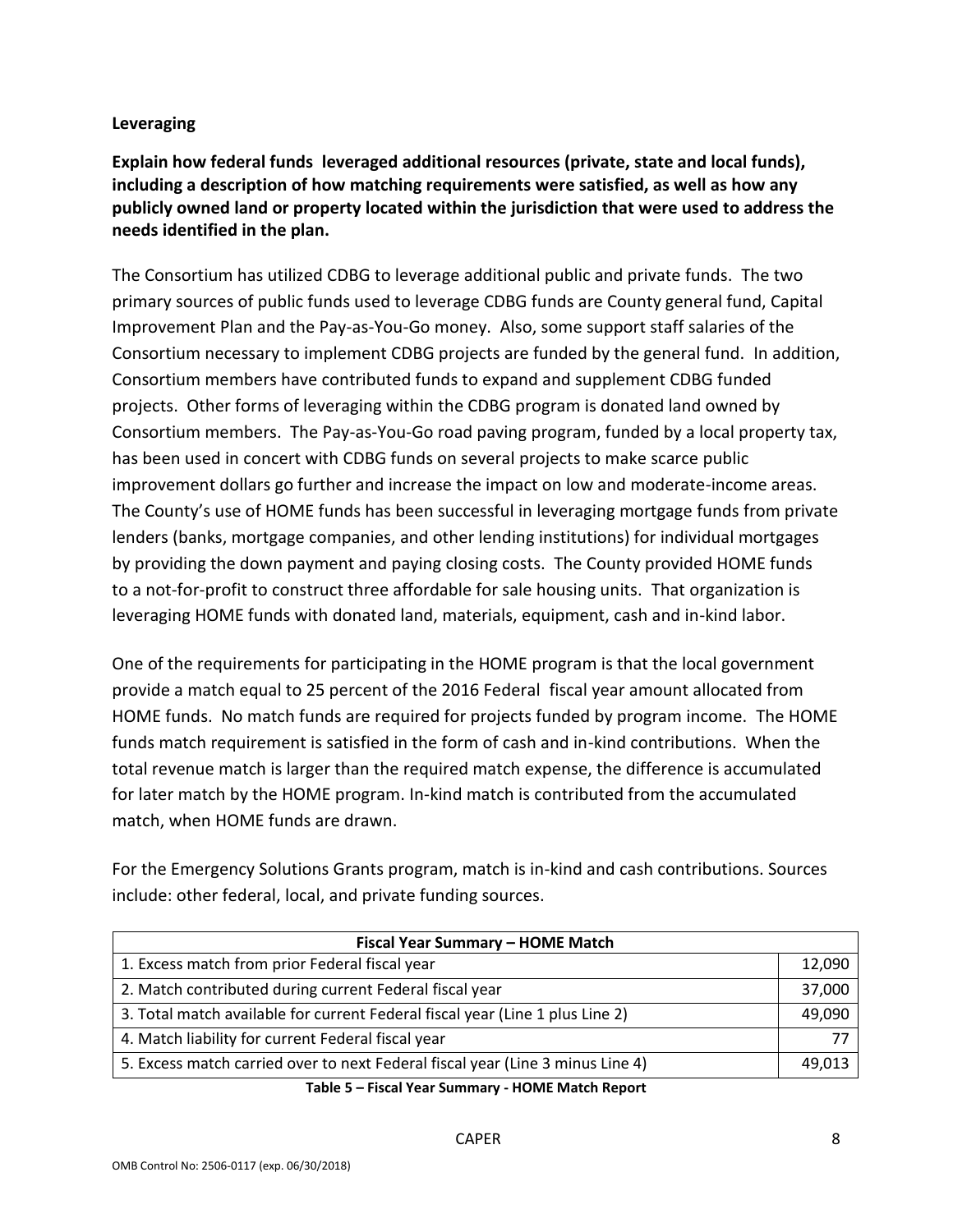**Leveraging**

**Explain how federal funds leveraged additional resources (private, state and local funds), including a description of how matching requirements were satisfied, as well as how any publicly owned land or property located within the jurisdiction that were used to address the needs identified in the plan.**

The Consortium has utilized CDBG to leverage additional public and private funds. The two primary sources of public funds used to leverage CDBG funds are County general fund, Capital Improvement Plan and the Pay-as-You-Go money. Also, some support staff salaries of the Consortium necessary to implement CDBG projects are funded by the general fund. In addition, Consortium members have contributed funds to expand and supplement CDBG funded projects. Other forms of leveraging within the CDBG program is donated land owned by Consortium members. The Pay-as-You-Go road paving program, funded by a local property tax, has been used in concert with CDBG funds on several projects to make scarce public improvement dollars go further and increase the impact on low and moderate-income areas. The County's use of HOME funds has been successful in leveraging mortgage funds from private lenders (banks, mortgage companies, and other lending institutions) for individual mortgages by providing the down payment and paying closing costs. The County provided HOME funds to a not-for-profit to construct three affordable for sale housing units. That organization is leveraging HOME funds with donated land, materials, equipment, cash and in-kind labor.

One of the requirements for participating in the HOME program is that the local government provide a match equal to 25 percent of the 2016 Federal fiscal year amount allocated from HOME funds. No match funds are required for projects funded by program income. The HOME funds match requirement is satisfied in the form of cash and in-kind contributions. When the total revenue match is larger than the required match expense, the difference is accumulated for later match by the HOME program. In-kind match is contributed from the accumulated match, when HOME funds are drawn.

For the Emergency Solutions Grants program, match is in-kind and cash contributions. Sources include: other federal, local, and private funding sources.

| Fiscal Year Summary – HOME Match | |
|---|---|
| 1. Excess match from prior Federal fiscal year | 12,090 |
| 2. Match contributed during current Federal fiscal year | 37,000 |
| 3. Total match available for current Federal fiscal year (Line 1 plus Line 2) | 49,090 |
| 4. Match liability for current Federal fiscal year | 77 |
| 5. Excess match carried over to next Federal fiscal year (Line 3 minus Line 4) | 49,013 |

**Table 5 – Fiscal Year Summary - HOME Match Report**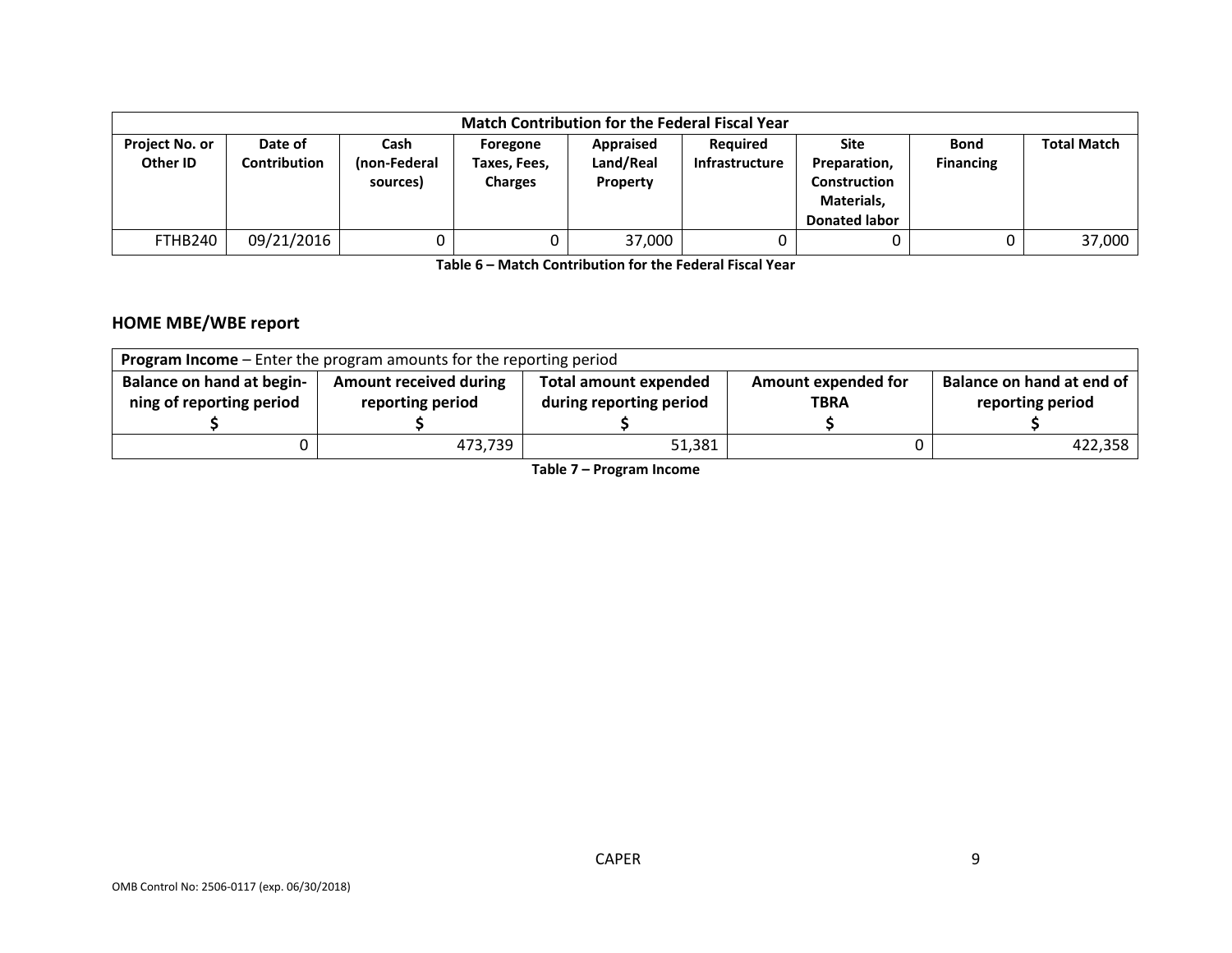| Match Contribution for the Federal Fiscal Year | | | | | | | | |
|---|---|---|---|---|---|---|---|---|
| **Project No. or Other ID** | **Date of Contribution** | **Cash (non-Federal sources)** | **Foregone Taxes, Fees, Charges** | **Appraised Land/Real Property** | **Required Infrastructure** | **Site Preparation, Construction Materials, Donated labor** | **Bond Financing** | **Total Match** |
| FTHB240 | 09/21/2016 | 0 | 0 | 37,000 | 0 | 0 | 0 | 37,000 |

**Table 6 – Match Contribution for the Federal Fiscal Year**

## HOME MBE/WBE report

| **Program Income** – Enter the program amounts for the reporting period | | | | |
|---|---|---|---|---|
| **Balance on hand at beginning of reporting period $** | **Amount received during reporting period $** | **Total amount expended during reporting period $** | **Amount expended for TBRA $** | **Balance on hand at end of reporting period $** |
| 0 | 473,739 | 51,381 | 0 | 422,358 |

**Table 7 – Program Income**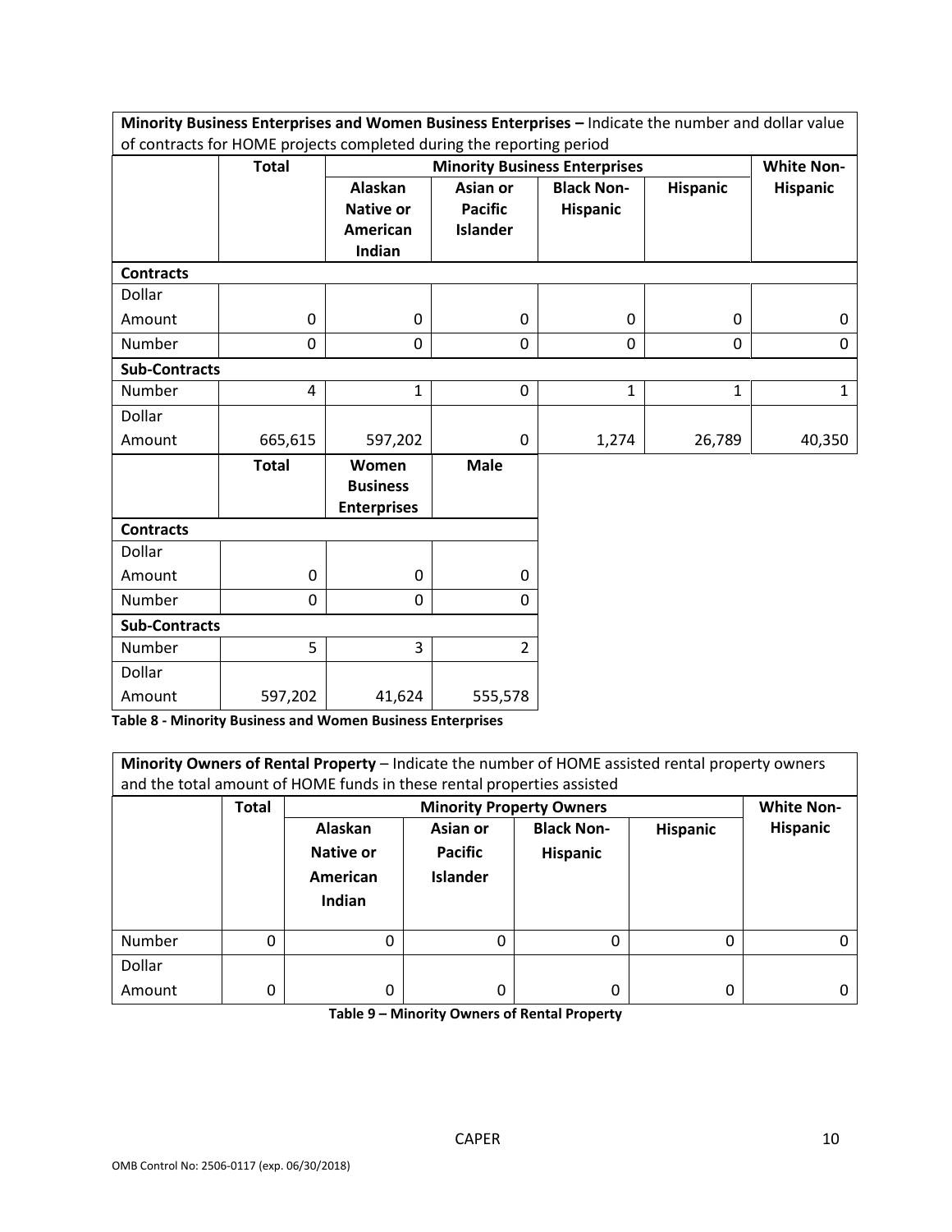| **Minority Business Enterprises and Women Business Enterprises –** Indicate the number and dollar value of contracts for HOME projects completed during the reporting period | | | | | | |
|---|---|---|---|---|---|---|
| | **Total** | **Minority Business Enterprises** | | | | **White Non-Hispanic** |
| | | **Alaskan Native or American Indian** | **Asian or Pacific Islander** | **Black Non-Hispanic** | **Hispanic** | |
| **Contracts** | | | | | | |
| Dollar Amount | 0 | 0 | 0 | 0 | 0 | 0 |
| Number | 0 | 0 | 0 | 0 | 0 | 0 |
| **Sub-Contracts** | | | | | | |
| Number | 4 | 1 | 0 | 1 | 1 | 1 |
| Dollar Amount | 665,615 | 597,202 | 0 | 1,274 | 26,789 | 40,350 |

| | **Total** | **Women Business Enterprises** | **Male** |
|---|---|---|---|
| **Contracts** | | | |
| Dollar Amount | 0 | 0 | 0 |
| Number | 0 | 0 | 0 |
| **Sub-Contracts** | | | |
| Number | 5 | 3 | 2 |
| Dollar Amount | 597,202 | 41,624 | 555,578 |

**Table 8 - Minority Business and Women Business Enterprises**

| **Minority Owners of Rental Property** – Indicate the number of HOME assisted rental property owners and the total amount of HOME funds in these rental properties assisted | | | | | | |
|---|---|---|---|---|---|---|
| | **Total** | **Minority Property Owners** | | | | **White Non-Hispanic** |
| | | **Alaskan Native or American Indian** | **Asian or Pacific Islander** | **Black Non-Hispanic** | **Hispanic** | |
| Number | 0 | 0 | 0 | 0 | 0 | 0 |
| Dollar Amount | 0 | 0 | 0 | 0 | 0 | 0 |

**Table 9 – Minority Owners of Rental Property**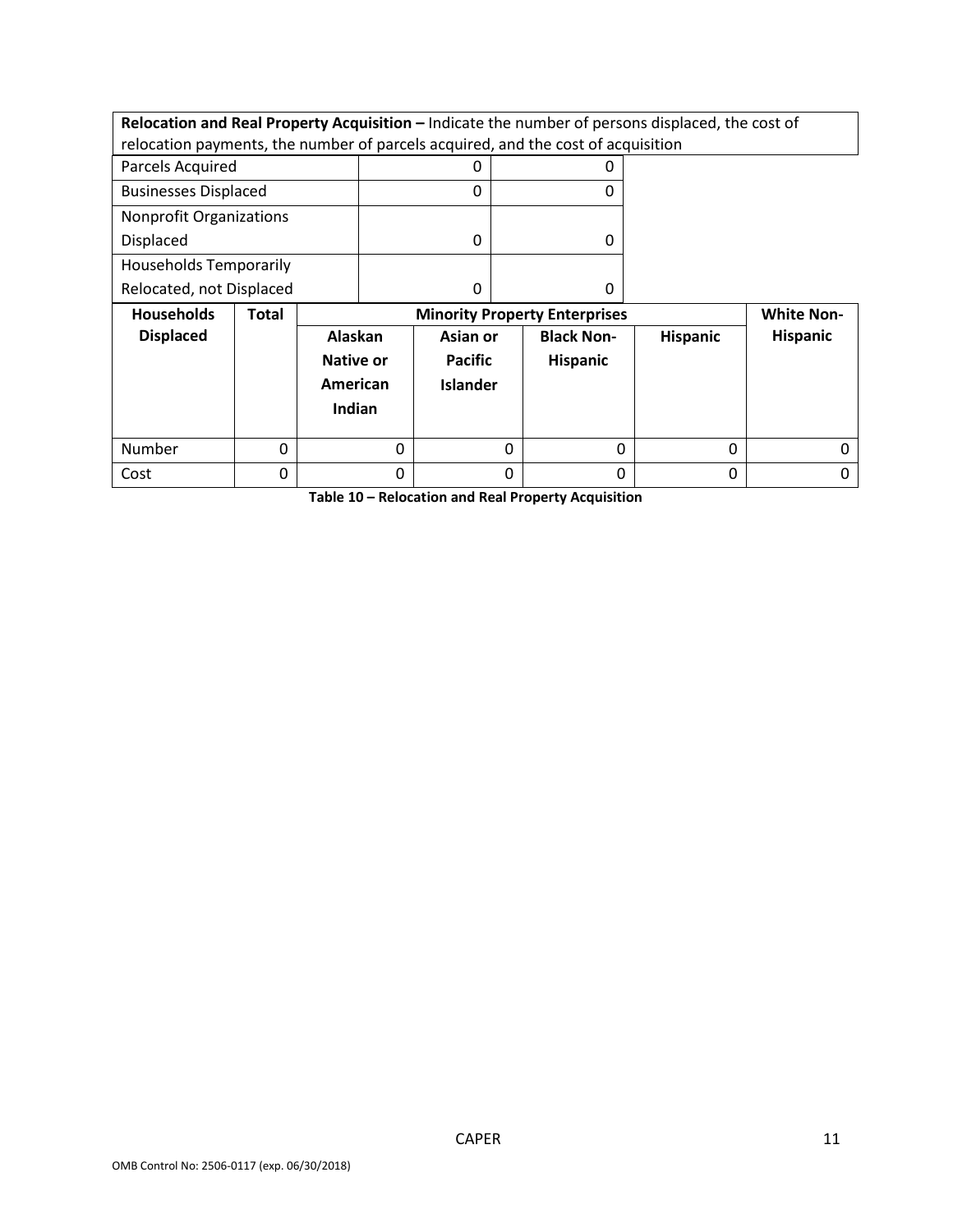| Relocation and Real Property Acquisition – Indicate the number of persons displaced, the cost of relocation payments, the number of parcels acquired, and the cost of acquisition | | |
|---|---|---|
| Parcels Acquired | 0 | 0 |
| Businesses Displaced | 0 | 0 |
| Nonprofit Organizations Displaced | 0 | 0 |
| Households Temporarily Relocated, not Displaced | 0 | 0 |

| Households Displaced | Total | Minority Property Enterprises | | | | White Non-Hispanic |
|---|---|---|---|---|---|---|
| | | Alaskan Native or American Indian | Asian or Pacific Islander | Black Non-Hispanic | Hispanic | |
| Number | 0 | 0 | 0 | 0 | 0 | 0 |
| Cost | 0 | 0 | 0 | 0 | 0 | 0 |

**Table 10 – Relocation and Real Property Acquisition**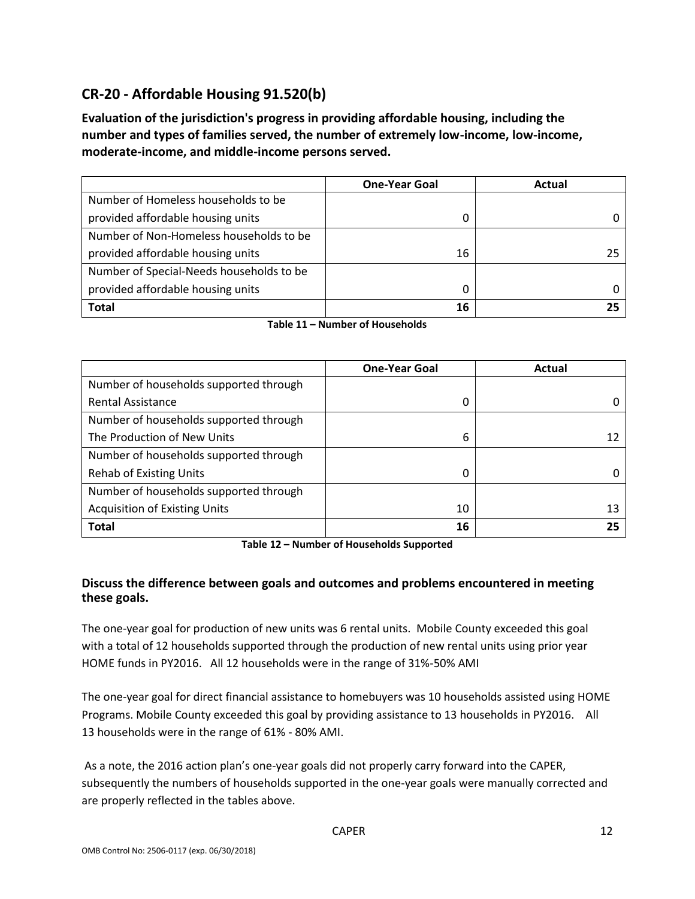## CR-20 - Affordable Housing 91.520(b)

**Evaluation of the jurisdiction's progress in providing affordable housing, including the number and types of families served, the number of extremely low-income, low-income, moderate-income, and middle-income persons served.**

| | One-Year Goal | Actual |
|---|---|---|
| Number of Homeless households to be provided affordable housing units | 0 | 0 |
| Number of Non-Homeless households to be provided affordable housing units | 16 | 25 |
| Number of Special-Needs households to be provided affordable housing units | 0 | 0 |
| **Total** | **16** | **25** |

**Table 11 – Number of Households**

| | One-Year Goal | Actual |
|---|---|---|
| Number of households supported through Rental Assistance | 0 | 0 |
| Number of households supported through The Production of New Units | 6 | 12 |
| Number of households supported through Rehab of Existing Units | 0 | 0 |
| Number of households supported through Acquisition of Existing Units | 10 | 13 |
| **Total** | **16** | **25** |

**Table 12 – Number of Households Supported**

### Discuss the difference between goals and outcomes and problems encountered in meeting these goals.

The one-year goal for production of new units was 6 rental units. Mobile County exceeded this goal with a total of 12 households supported through the production of new rental units using prior year HOME funds in PY2016. All 12 households were in the range of 31%-50% AMI

The one-year goal for direct financial assistance to homebuyers was 10 households assisted using HOME Programs. Mobile County exceeded this goal by providing assistance to 13 households in PY2016. All 13 households were in the range of 61% - 80% AMI.

As a note, the 2016 action plan's one-year goals did not properly carry forward into the CAPER, subsequently the numbers of households supported in the one-year goals were manually corrected and are properly reflected in the tables above.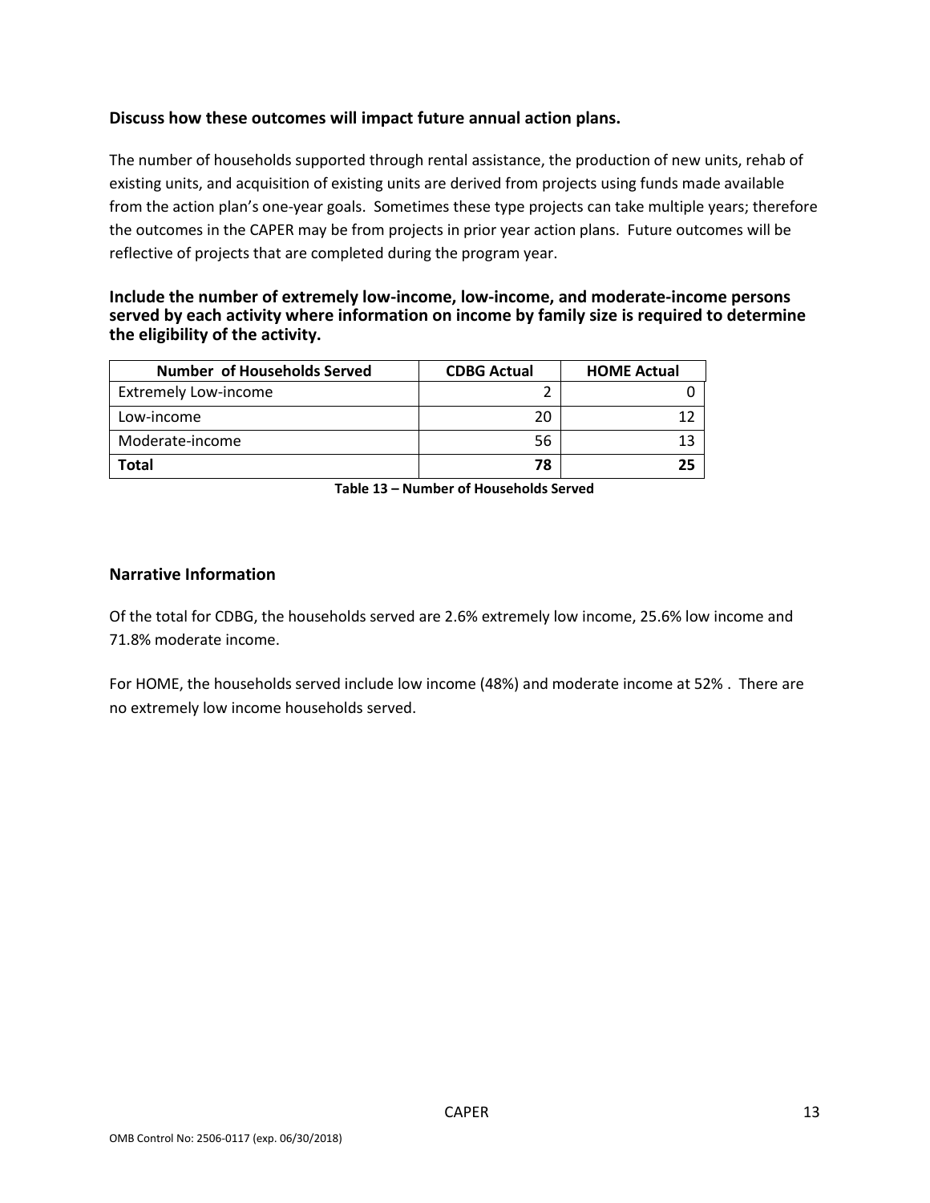**Discuss how these outcomes will impact future annual action plans.**

The number of households supported through rental assistance, the production of new units, rehab of existing units, and acquisition of existing units are derived from projects using funds made available from the action plan's one-year goals. Sometimes these type projects can take multiple years; therefore the outcomes in the CAPER may be from projects in prior year action plans. Future outcomes will be reflective of projects that are completed during the program year.

**Include the number of extremely low-income, low-income, and moderate-income persons served by each activity where information on income by family size is required to determine the eligibility of the activity.**

| Number of Households Served | CDBG Actual | HOME Actual |
|---|---|---|
| Extremely Low-income | 2 | 0 |
| Low-income | 20 | 12 |
| Moderate-income | 56 | 13 |
| **Total** | **78** | **25** |

**Table 13 – Number of Households Served**

## Narrative Information

Of the total for CDBG, the households served are 2.6% extremely low income, 25.6% low income and 71.8% moderate income.

For HOME, the households served include low income (48%) and moderate income at 52% . There are no extremely low income households served.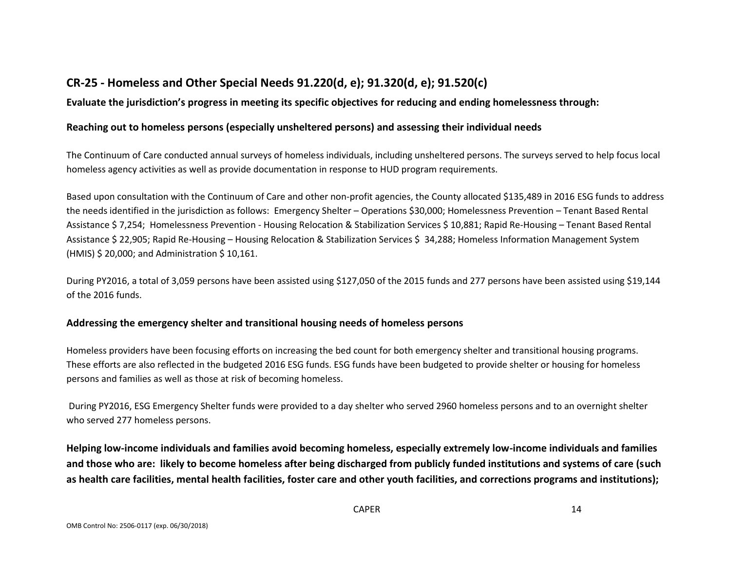## CR-25 - Homeless and Other Special Needs 91.220(d, e); 91.320(d, e); 91.520(c)

**Evaluate the jurisdiction's progress in meeting its specific objectives for reducing and ending homelessness through:**

**Reaching out to homeless persons (especially unsheltered persons) and assessing their individual needs**

The Continuum of Care conducted annual surveys of homeless individuals, including unsheltered persons. The surveys served to help focus local homeless agency activities as well as provide documentation in response to HUD program requirements.

Based upon consultation with the Continuum of Care and other non-profit agencies, the County allocated $135,489 in 2016 ESG funds to address the needs identified in the jurisdiction as follows: Emergency Shelter – Operations $30,000; Homelessness Prevention – Tenant Based Rental Assistance $ 7,254; Homelessness Prevention - Housing Relocation & Stabilization Services $ 10,881; Rapid Re-Housing – Tenant Based Rental Assistance $ 22,905; Rapid Re-Housing – Housing Relocation & Stabilization Services $ 34,288; Homeless Information Management System (HMIS) $ 20,000; and Administration $ 10,161.

During PY2016, a total of 3,059 persons have been assisted using $127,050 of the 2015 funds and 277 persons have been assisted using $19,144 of the 2016 funds.

**Addressing the emergency shelter and transitional housing needs of homeless persons**

Homeless providers have been focusing efforts on increasing the bed count for both emergency shelter and transitional housing programs. These efforts are also reflected in the budgeted 2016 ESG funds. ESG funds have been budgeted to provide shelter or housing for homeless persons and families as well as those at risk of becoming homeless.

During PY2016, ESG Emergency Shelter funds were provided to a day shelter who served 2960 homeless persons and to an overnight shelter who served 277 homeless persons.

**Helping low-income individuals and families avoid becoming homeless, especially extremely low-income individuals and families and those who are: likely to become homeless after being discharged from publicly funded institutions and systems of care (such as health care facilities, mental health facilities, foster care and other youth facilities, and corrections programs and institutions);**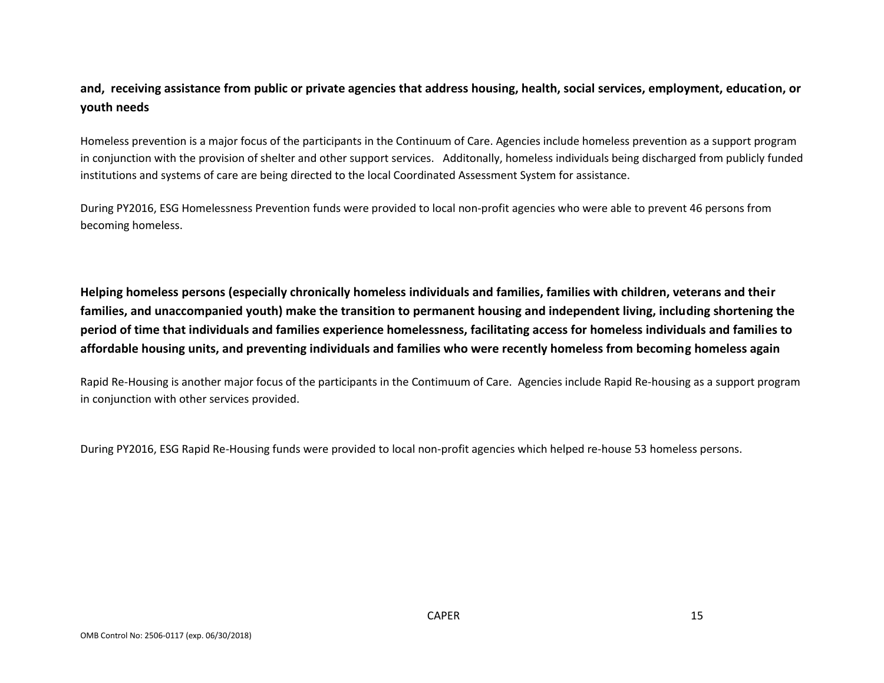**and, receiving assistance from public or private agencies that address housing, health, social services, employment, education, or youth needs**

Homeless prevention is a major focus of the participants in the Continuum of Care. Agencies include homeless prevention as a support program in conjunction with the provision of shelter and other support services. Additonally, homeless individuals being discharged from publicly funded institutions and systems of care are being directed to the local Coordinated Assessment System for assistance.

During PY2016, ESG Homelessness Prevention funds were provided to local non-profit agencies who were able to prevent 46 persons from becoming homeless.

**Helping homeless persons (especially chronically homeless individuals and families, families with children, veterans and their families, and unaccompanied youth) make the transition to permanent housing and independent living, including shortening the period of time that individuals and families experience homelessness, facilitating access for homeless individuals and families to affordable housing units, and preventing individuals and families who were recently homeless from becoming homeless again**

Rapid Re-Housing is another major focus of the participants in the Contimuum of Care. Agencies include Rapid Re-housing as a support program in conjunction with other services provided.

During PY2016, ESG Rapid Re-Housing funds were provided to local non-profit agencies which helped re-house 53 homeless persons.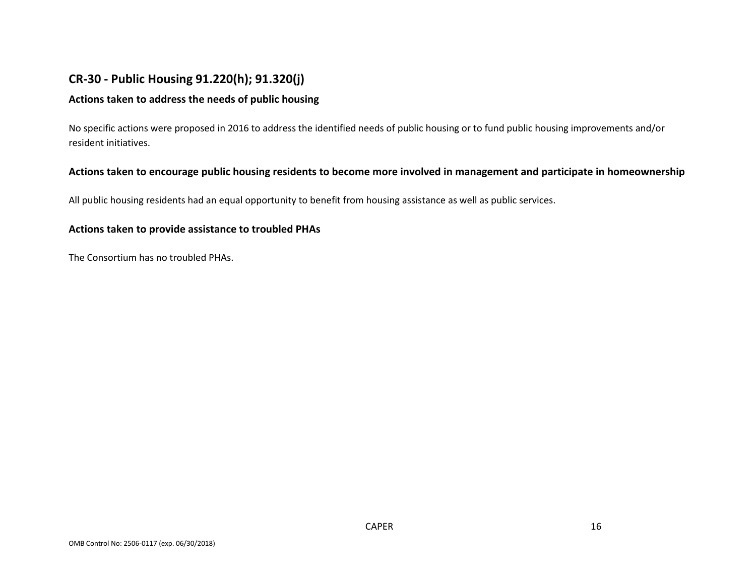## CR-30 - Public Housing 91.220(h); 91.320(j)

### Actions taken to address the needs of public housing

No specific actions were proposed in 2016 to address the identified needs of public housing or to fund public housing improvements and/or resident initiatives.

### Actions taken to encourage public housing residents to become more involved in management and participate in homeownership

All public housing residents had an equal opportunity to benefit from housing assistance as well as public services.

### Actions taken to provide assistance to troubled PHAs

The Consortium has no troubled PHAs.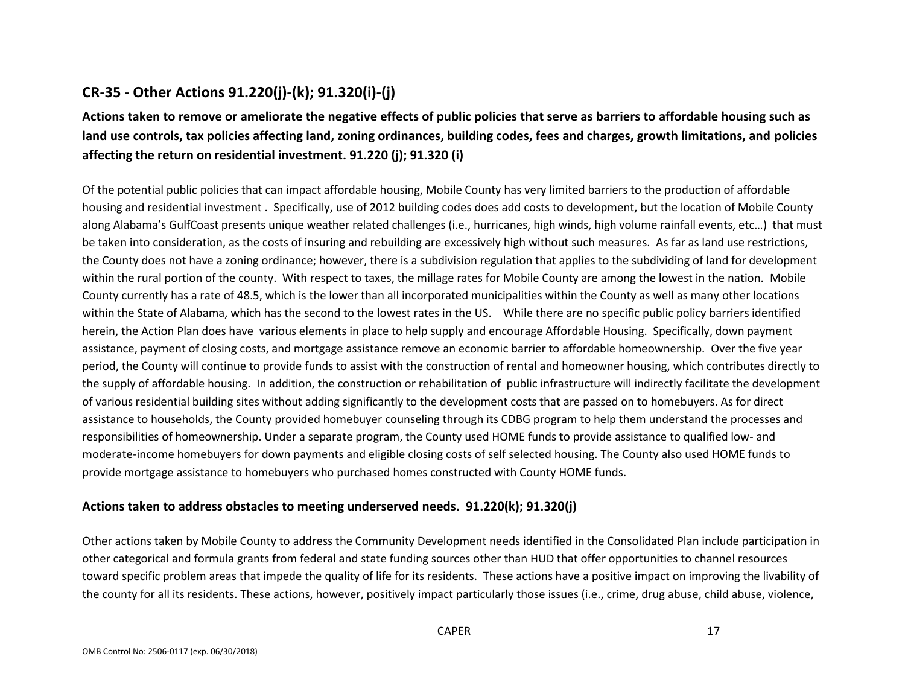## CR-35 - Other Actions 91.220(j)-(k); 91.320(i)-(j)

**Actions taken to remove or ameliorate the negative effects of public policies that serve as barriers to affordable housing such as land use controls, tax policies affecting land, zoning ordinances, building codes, fees and charges, growth limitations, and policies affecting the return on residential investment. 91.220 (j); 91.320 (i)**

Of the potential public policies that can impact affordable housing, Mobile County has very limited barriers to the production of affordable housing and residential investment . Specifically, use of 2012 building codes does add costs to development, but the location of Mobile County along Alabama's GulfCoast presents unique weather related challenges (i.e., hurricanes, high winds, high volume rainfall events, etc…) that must be taken into consideration, as the costs of insuring and rebuilding are excessively high without such measures. As far as land use restrictions, the County does not have a zoning ordinance; however, there is a subdivision regulation that applies to the subdividing of land for development within the rural portion of the county. With respect to taxes, the millage rates for Mobile County are among the lowest in the nation. Mobile County currently has a rate of 48.5, which is the lower than all incorporated municipalities within the County as well as many other locations within the State of Alabama, which has the second to the lowest rates in the US. While there are no specific public policy barriers identified herein, the Action Plan does have various elements in place to help supply and encourage Affordable Housing. Specifically, down payment assistance, payment of closing costs, and mortgage assistance remove an economic barrier to affordable homeownership. Over the five year period, the County will continue to provide funds to assist with the construction of rental and homeowner housing, which contributes directly to the supply of affordable housing. In addition, the construction or rehabilitation of public infrastructure will indirectly facilitate the development of various residential building sites without adding significantly to the development costs that are passed on to homebuyers. As for direct assistance to households, the County provided homebuyer counseling through its CDBG program to help them understand the processes and responsibilities of homeownership. Under a separate program, the County used HOME funds to provide assistance to qualified low- and moderate-income homebuyers for down payments and eligible closing costs of self selected housing. The County also used HOME funds to provide mortgage assistance to homebuyers who purchased homes constructed with County HOME funds.

**Actions taken to address obstacles to meeting underserved needs. 91.220(k); 91.320(j)**

Other actions taken by Mobile County to address the Community Development needs identified in the Consolidated Plan include participation in other categorical and formula grants from federal and state funding sources other than HUD that offer opportunities to channel resources toward specific problem areas that impede the quality of life for its residents. These actions have a positive impact on improving the livability of the county for all its residents. These actions, however, positively impact particularly those issues (i.e., crime, drug abuse, child abuse, violence,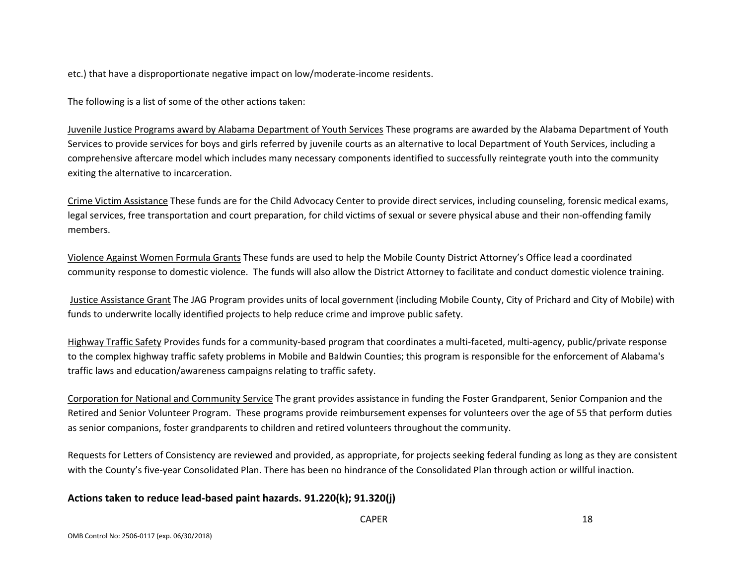etc.) that have a disproportionate negative impact on low/moderate-income residents.

The following is a list of some of the other actions taken:

<u>Juvenile Justice Programs award by Alabama Department of Youth Services</u> These programs are awarded by the Alabama Department of Youth Services to provide services for boys and girls referred by juvenile courts as an alternative to local Department of Youth Services, including a comprehensive aftercare model which includes many necessary components identified to successfully reintegrate youth into the community exiting the alternative to incarceration.

<u>Crime Victim Assistance</u> These funds are for the Child Advocacy Center to provide direct services, including counseling, forensic medical exams, legal services, free transportation and court preparation, for child victims of sexual or severe physical abuse and their non-offending family members.

<u>Violence Against Women Formula Grants</u> These funds are used to help the Mobile County District Attorney's Office lead a coordinated community response to domestic violence. The funds will also allow the District Attorney to facilitate and conduct domestic violence training.

<u>Justice Assistance Grant</u> The JAG Program provides units of local government (including Mobile County, City of Prichard and City of Mobile) with funds to underwrite locally identified projects to help reduce crime and improve public safety.

<u>Highway Traffic Safety</u> Provides funds for a community-based program that coordinates a multi-faceted, multi-agency, public/private response to the complex highway traffic safety problems in Mobile and Baldwin Counties; this program is responsible for the enforcement of Alabama's traffic laws and education/awareness campaigns relating to traffic safety.

<u>Corporation for National and Community Service</u> The grant provides assistance in funding the Foster Grandparent, Senior Companion and the Retired and Senior Volunteer Program. These programs provide reimbursement expenses for volunteers over the age of 55 that perform duties as senior companions, foster grandparents to children and retired volunteers throughout the community.

Requests for Letters of Consistency are reviewed and provided, as appropriate, for projects seeking federal funding as long as they are consistent with the County's five-year Consolidated Plan. There has been no hindrance of the Consolidated Plan through action or willful inaction.

**Actions taken to reduce lead-based paint hazards. 91.220(k); 91.320(j)**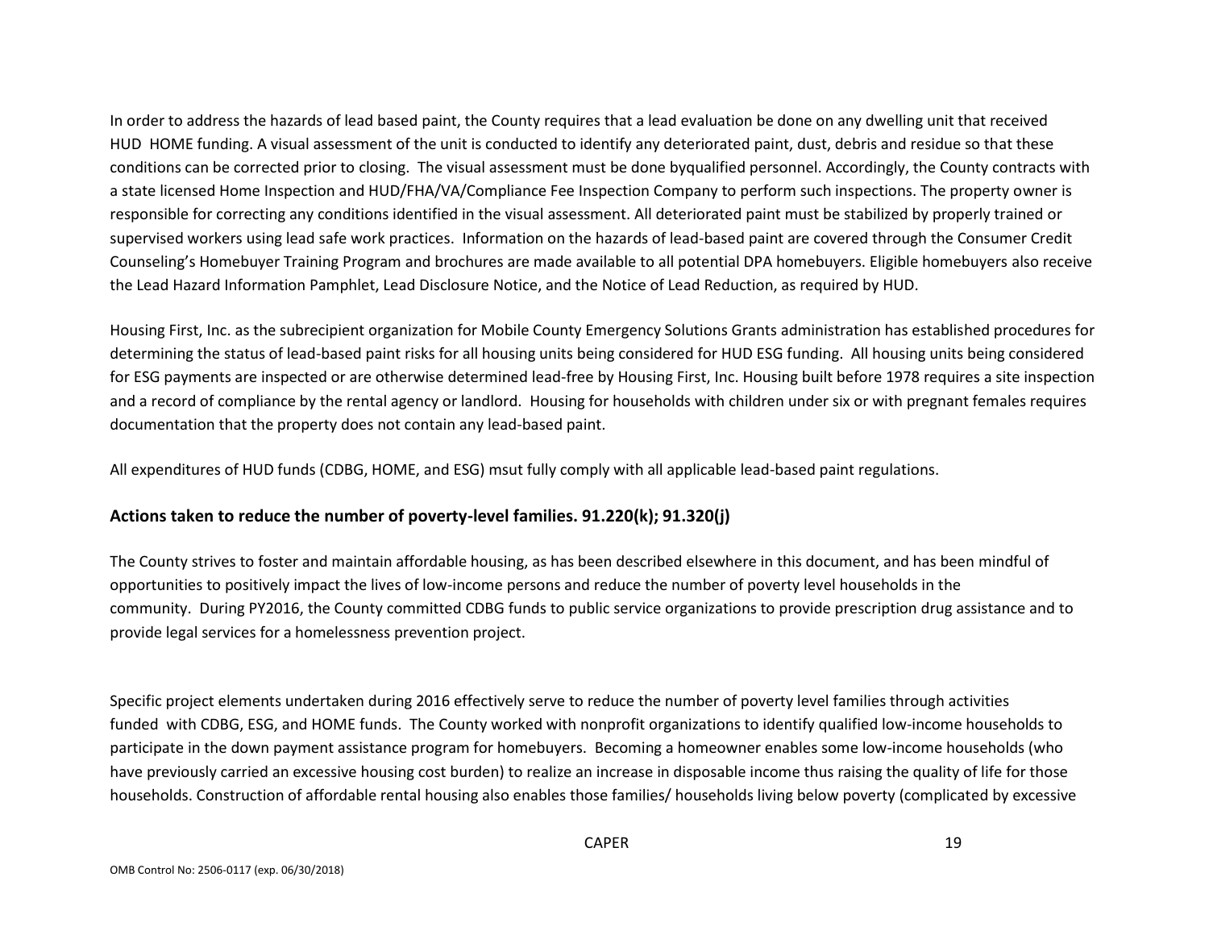In order to address the hazards of lead based paint, the County requires that a lead evaluation be done on any dwelling unit that received HUD HOME funding. A visual assessment of the unit is conducted to identify any deteriorated paint, dust, debris and residue so that these conditions can be corrected prior to closing. The visual assessment must be done byqualified personnel. Accordingly, the County contracts with a state licensed Home Inspection and HUD/FHA/VA/Compliance Fee Inspection Company to perform such inspections. The property owner is responsible for correcting any conditions identified in the visual assessment. All deteriorated paint must be stabilized by properly trained or supervised workers using lead safe work practices. Information on the hazards of lead-based paint are covered through the Consumer Credit Counseling's Homebuyer Training Program and brochures are made available to all potential DPA homebuyers. Eligible homebuyers also receive the Lead Hazard Information Pamphlet, Lead Disclosure Notice, and the Notice of Lead Reduction, as required by HUD.

Housing First, Inc. as the subrecipient organization for Mobile County Emergency Solutions Grants administration has established procedures for determining the status of lead-based paint risks for all housing units being considered for HUD ESG funding. All housing units being considered for ESG payments are inspected or are otherwise determined lead-free by Housing First, Inc. Housing built before 1978 requires a site inspection and a record of compliance by the rental agency or landlord. Housing for households with children under six or with pregnant females requires documentation that the property does not contain any lead-based paint.

All expenditures of HUD funds (CDBG, HOME, and ESG) msut fully comply with all applicable lead-based paint regulations.

## Actions taken to reduce the number of poverty-level families. 91.220(k); 91.320(j)

The County strives to foster and maintain affordable housing, as has been described elsewhere in this document, and has been mindful of opportunities to positively impact the lives of low-income persons and reduce the number of poverty level households in the community. During PY2016, the County committed CDBG funds to public service organizations to provide prescription drug assistance and to provide legal services for a homelessness prevention project.

Specific project elements undertaken during 2016 effectively serve to reduce the number of poverty level families through activities funded with CDBG, ESG, and HOME funds. The County worked with nonprofit organizations to identify qualified low-income households to participate in the down payment assistance program for homebuyers. Becoming a homeowner enables some low-income households (who have previously carried an excessive housing cost burden) to realize an increase in disposable income thus raising the quality of life for those households. Construction of affordable rental housing also enables those families/ households living below poverty (complicated by excessive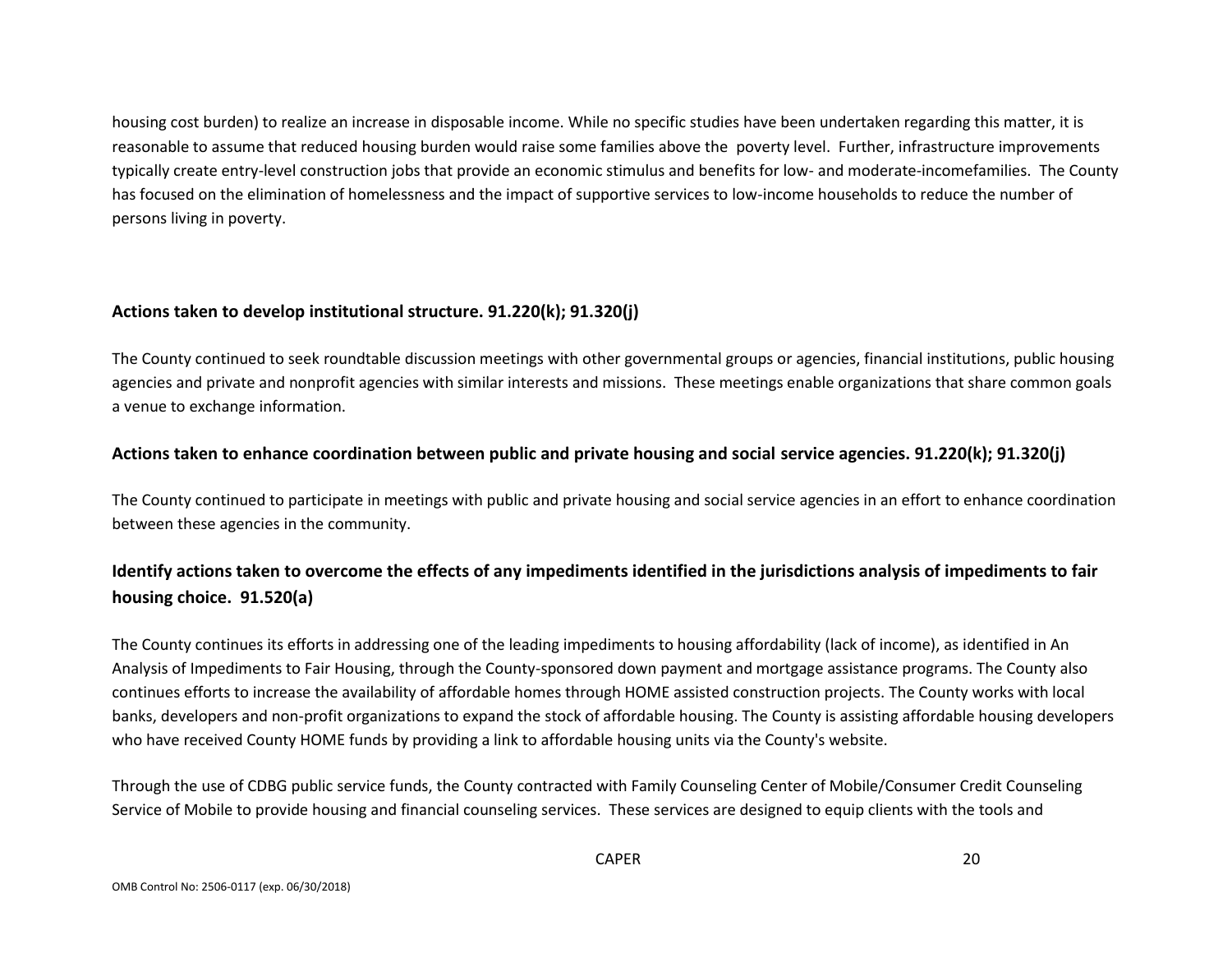housing cost burden) to realize an increase in disposable income. While no specific studies have been undertaken regarding this matter, it is reasonable to assume that reduced housing burden would raise some families above the poverty level. Further, infrastructure improvements typically create entry-level construction jobs that provide an economic stimulus and benefits for low- and moderate-incomefamilies. The County has focused on the elimination of homelessness and the impact of supportive services to low-income households to reduce the number of persons living in poverty.

### Actions taken to develop institutional structure. 91.220(k); 91.320(j)

The County continued to seek roundtable discussion meetings with other governmental groups or agencies, financial institutions, public housing agencies and private and nonprofit agencies with similar interests and missions. These meetings enable organizations that share common goals a venue to exchange information.

### Actions taken to enhance coordination between public and private housing and social service agencies. 91.220(k); 91.320(j)

The County continued to participate in meetings with public and private housing and social service agencies in an effort to enhance coordination between these agencies in the community.

## Identify actions taken to overcome the effects of any impediments identified in the jurisdictions analysis of impediments to fair housing choice. 91.520(a)

The County continues its efforts in addressing one of the leading impediments to housing affordability (lack of income), as identified in An Analysis of Impediments to Fair Housing, through the County-sponsored down payment and mortgage assistance programs. The County also continues efforts to increase the availability of affordable homes through HOME assisted construction projects. The County works with local banks, developers and non-profit organizations to expand the stock of affordable housing. The County is assisting affordable housing developers who have received County HOME funds by providing a link to affordable housing units via the County's website.

Through the use of CDBG public service funds, the County contracted with Family Counseling Center of Mobile/Consumer Credit Counseling Service of Mobile to provide housing and financial counseling services. These services are designed to equip clients with the tools and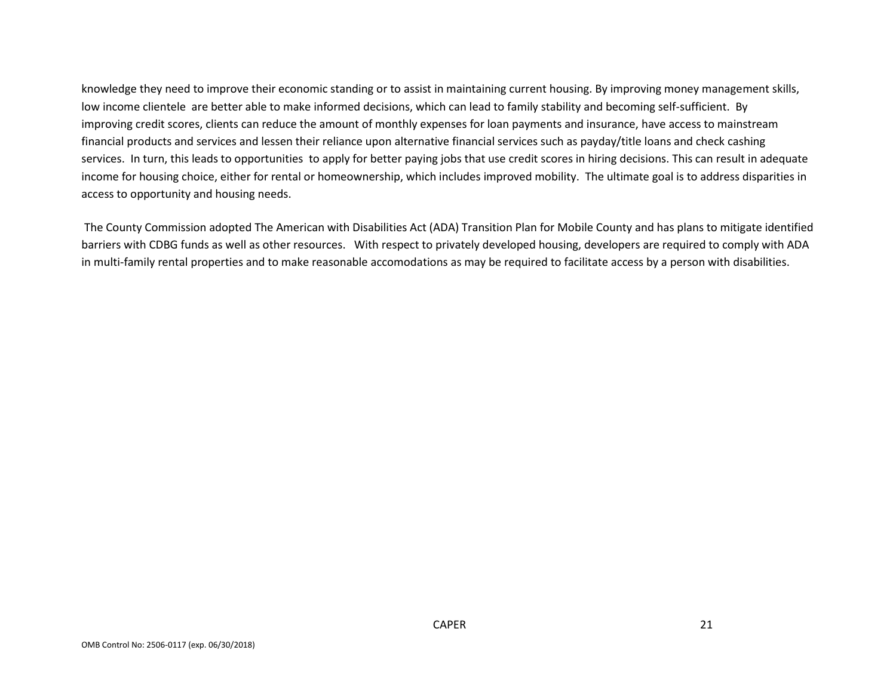knowledge they need to improve their economic standing or to assist in maintaining current housing. By improving money management skills, low income clientele are better able to make informed decisions, which can lead to family stability and becoming self-sufficient. By improving credit scores, clients can reduce the amount of monthly expenses for loan payments and insurance, have access to mainstream financial products and services and lessen their reliance upon alternative financial services such as payday/title loans and check cashing services. In turn, this leads to opportunities to apply for better paying jobs that use credit scores in hiring decisions. This can result in adequate income for housing choice, either for rental or homeownership, which includes improved mobility. The ultimate goal is to address disparities in access to opportunity and housing needs.

The County Commission adopted The American with Disabilities Act (ADA) Transition Plan for Mobile County and has plans to mitigate identified barriers with CDBG funds as well as other resources. With respect to privately developed housing, developers are required to comply with ADA in multi-family rental properties and to make reasonable accomodations as may be required to facilitate access by a person with disabilities.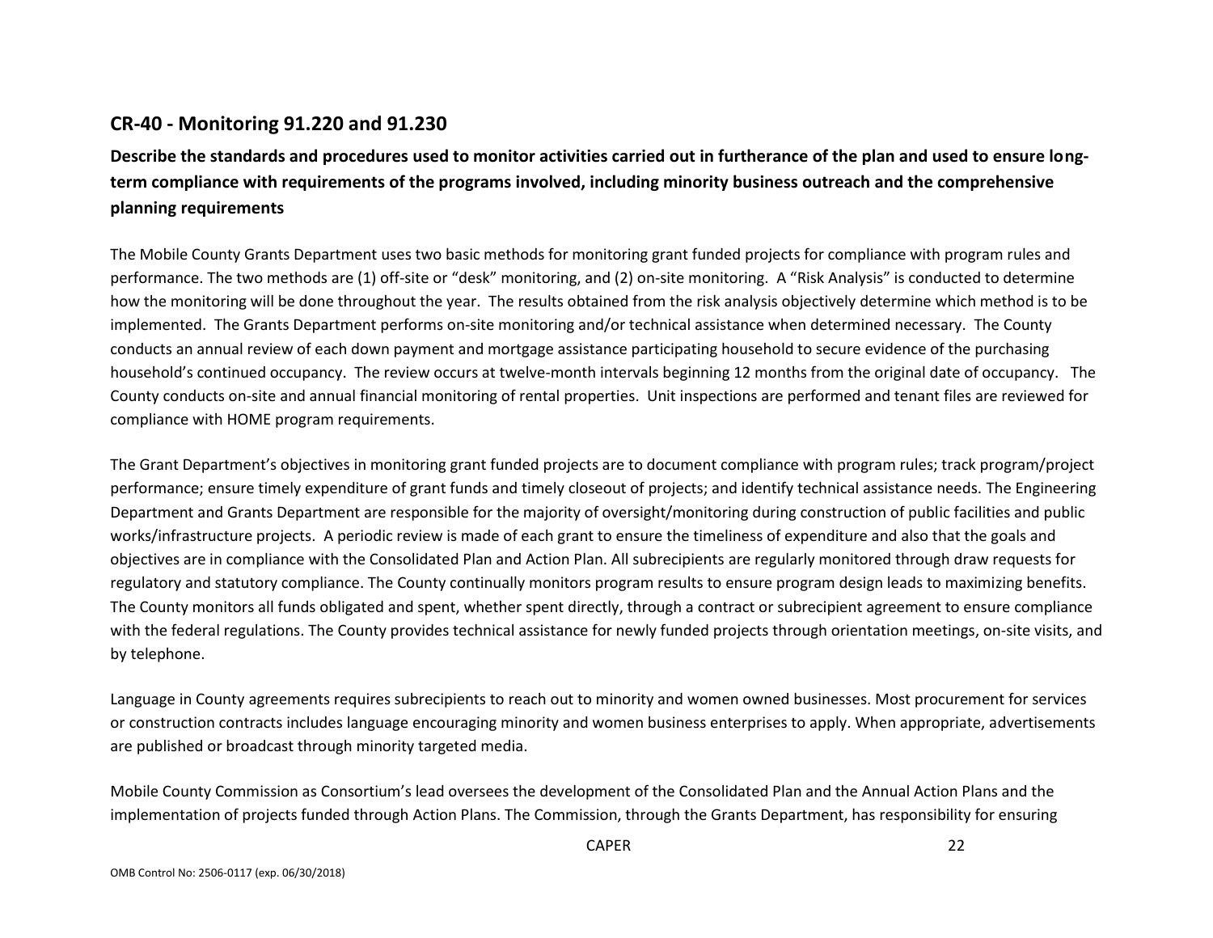## CR-40 - Monitoring 91.220 and 91.230

**Describe the standards and procedures used to monitor activities carried out in furtherance of the plan and used to ensure long-term compliance with requirements of the programs involved, including minority business outreach and the comprehensive planning requirements**

The Mobile County Grants Department uses two basic methods for monitoring grant funded projects for compliance with program rules and performance. The two methods are (1) off-site or "desk" monitoring, and (2) on-site monitoring. A "Risk Analysis" is conducted to determine how the monitoring will be done throughout the year. The results obtained from the risk analysis objectively determine which method is to be implemented. The Grants Department performs on-site monitoring and/or technical assistance when determined necessary. The County conducts an annual review of each down payment and mortgage assistance participating household to secure evidence of the purchasing household's continued occupancy. The review occurs at twelve-month intervals beginning 12 months from the original date of occupancy. The County conducts on-site and annual financial monitoring of rental properties. Unit inspections are performed and tenant files are reviewed for compliance with HOME program requirements.

The Grant Department's objectives in monitoring grant funded projects are to document compliance with program rules; track program/project performance; ensure timely expenditure of grant funds and timely closeout of projects; and identify technical assistance needs. The Engineering Department and Grants Department are responsible for the majority of oversight/monitoring during construction of public facilities and public works/infrastructure projects. A periodic review is made of each grant to ensure the timeliness of expenditure and also that the goals and objectives are in compliance with the Consolidated Plan and Action Plan. All subrecipients are regularly monitored through draw requests for regulatory and statutory compliance. The County continually monitors program results to ensure program design leads to maximizing benefits. The County monitors all funds obligated and spent, whether spent directly, through a contract or subrecipient agreement to ensure compliance with the federal regulations. The County provides technical assistance for newly funded projects through orientation meetings, on-site visits, and by telephone.

Language in County agreements requires subrecipients to reach out to minority and women owned businesses. Most procurement for services or construction contracts includes language encouraging minority and women business enterprises to apply. When appropriate, advertisements are published or broadcast through minority targeted media.

Mobile County Commission as Consortium's lead oversees the development of the Consolidated Plan and the Annual Action Plans and the implementation of projects funded through Action Plans. The Commission, through the Grants Department, has responsibility for ensuring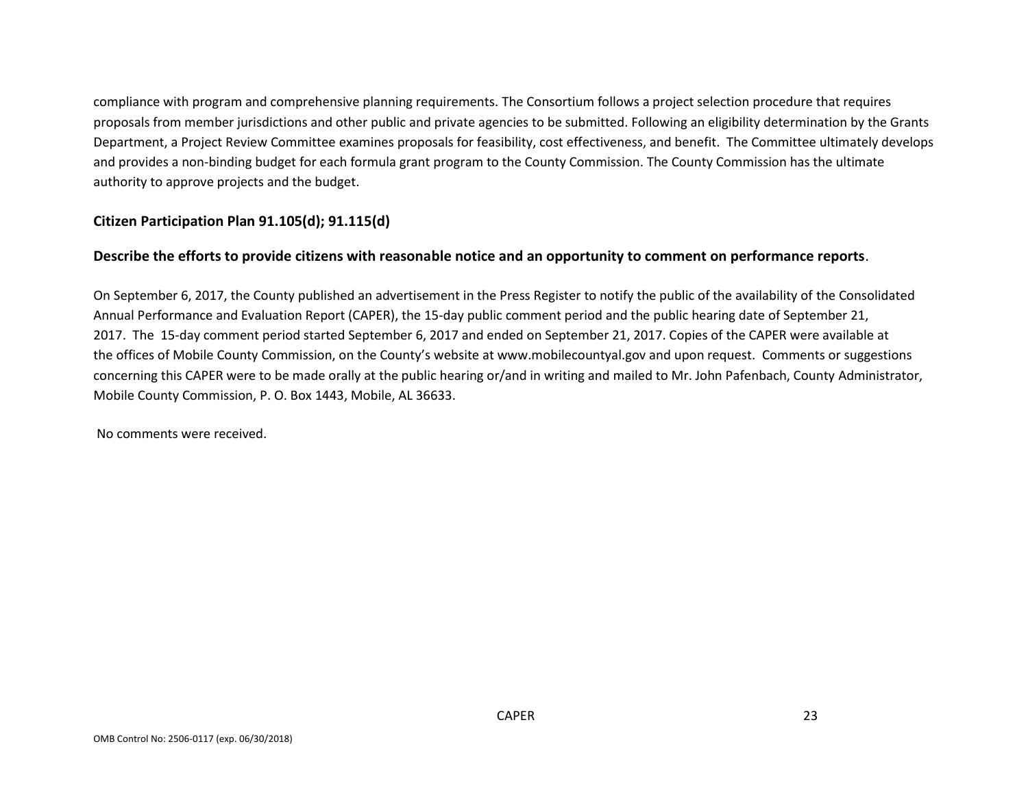compliance with program and comprehensive planning requirements. The Consortium follows a project selection procedure that requires proposals from member jurisdictions and other public and private agencies to be submitted. Following an eligibility determination by the Grants Department, a Project Review Committee examines proposals for feasibility, cost effectiveness, and benefit. The Committee ultimately develops and provides a non-binding budget for each formula grant program to the County Commission. The County Commission has the ultimate authority to approve projects and the budget.

## Citizen Participation Plan 91.105(d); 91.115(d)

**Describe the efforts to provide citizens with reasonable notice and an opportunity to comment on performance reports**.

On September 6, 2017, the County published an advertisement in the Press Register to notify the public of the availability of the Consolidated Annual Performance and Evaluation Report (CAPER), the 15-day public comment period and the public hearing date of September 21, 2017. The 15-day comment period started September 6, 2017 and ended on September 21, 2017. Copies of the CAPER were available at the offices of Mobile County Commission, on the County's website at www.mobilecountyal.gov and upon request. Comments or suggestions concerning this CAPER were to be made orally at the public hearing or/and in writing and mailed to Mr. John Pafenbach, County Administrator, Mobile County Commission, P. O. Box 1443, Mobile, AL 36633.

No comments were received.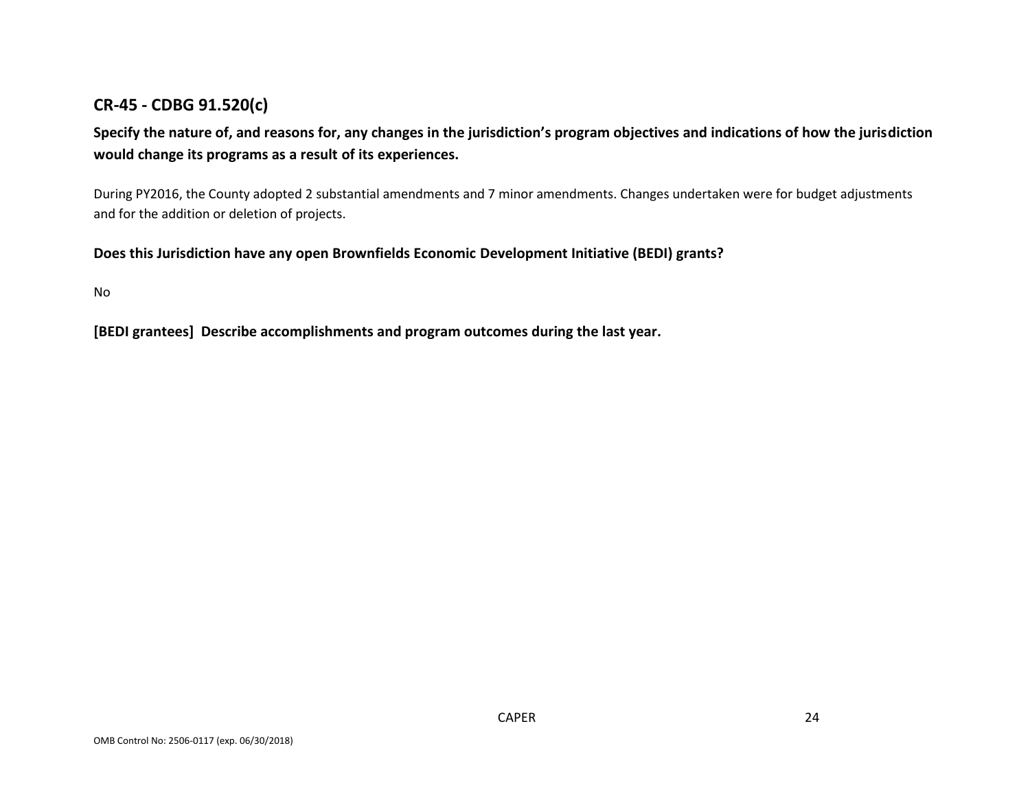## CR-45 - CDBG 91.520(c)

**Specify the nature of, and reasons for, any changes in the jurisdiction's program objectives and indications of how the jurisdiction would change its programs as a result of its experiences.**

During PY2016, the County adopted 2 substantial amendments and 7 minor amendments. Changes undertaken were for budget adjustments and for the addition or deletion of projects.

**Does this Jurisdiction have any open Brownfields Economic Development Initiative (BEDI) grants?**

No

**[BEDI grantees] Describe accomplishments and program outcomes during the last year.**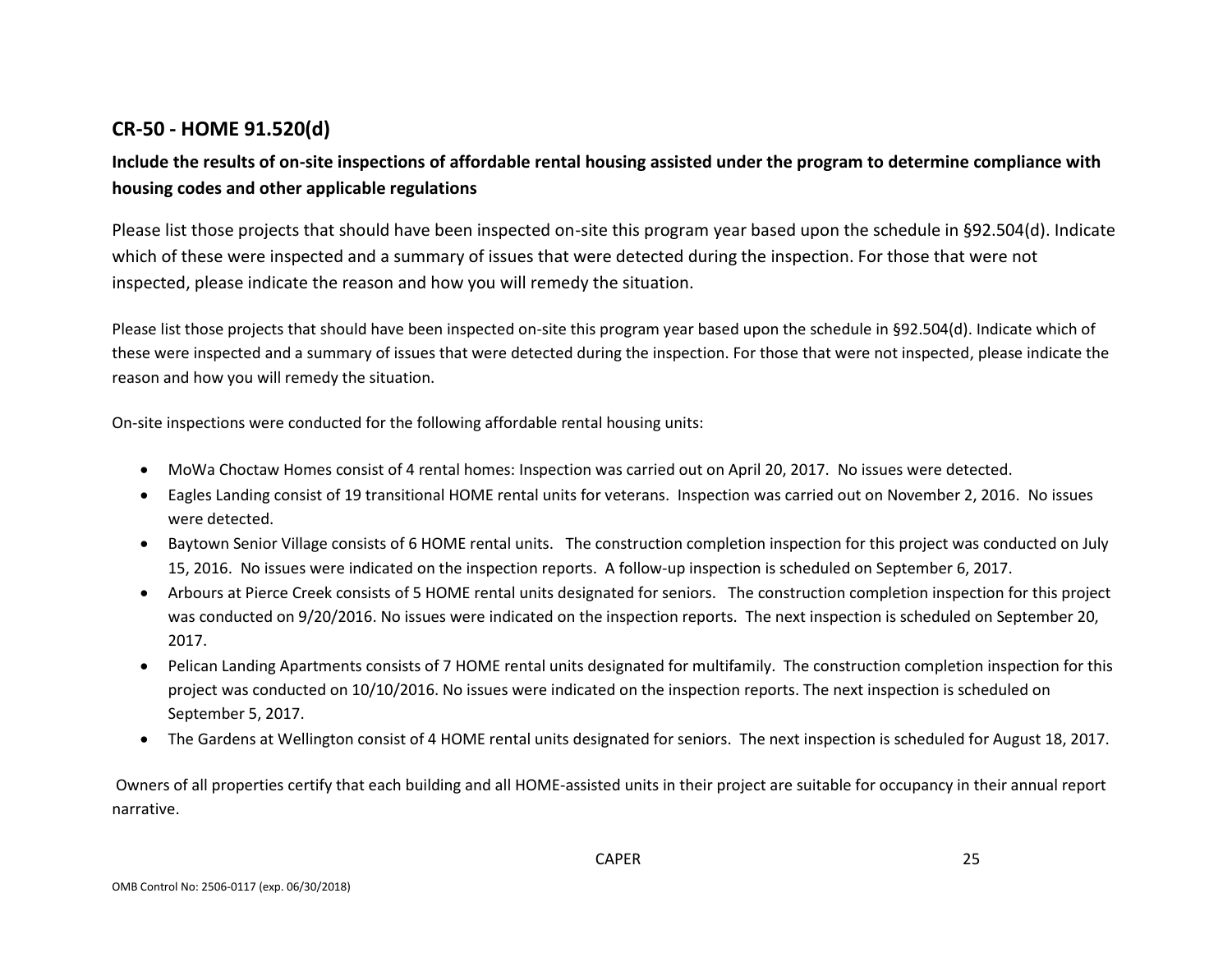## CR-50 - HOME 91.520(d)

### Include the results of on-site inspections of affordable rental housing assisted under the program to determine compliance with housing codes and other applicable regulations

Please list those projects that should have been inspected on-site this program year based upon the schedule in §92.504(d). Indicate which of these were inspected and a summary of issues that were detected during the inspection. For those that were not inspected, please indicate the reason and how you will remedy the situation.

Please list those projects that should have been inspected on-site this program year based upon the schedule in §92.504(d). Indicate which of these were inspected and a summary of issues that were detected during the inspection. For those that were not inspected, please indicate the reason and how you will remedy the situation.

On-site inspections were conducted for the following affordable rental housing units:

- MoWa Choctaw Homes consist of 4 rental homes: Inspection was carried out on April 20, 2017. No issues were detected.
- Eagles Landing consist of 19 transitional HOME rental units for veterans. Inspection was carried out on November 2, 2016. No issues were detected.
- Baytown Senior Village consists of 6 HOME rental units. The construction completion inspection for this project was conducted on July 15, 2016. No issues were indicated on the inspection reports. A follow-up inspection is scheduled on September 6, 2017.
- Arbours at Pierce Creek consists of 5 HOME rental units designated for seniors. The construction completion inspection for this project was conducted on 9/20/2016. No issues were indicated on the inspection reports. The next inspection is scheduled on September 20, 2017.
- Pelican Landing Apartments consists of 7 HOME rental units designated for multifamily. The construction completion inspection for this project was conducted on 10/10/2016. No issues were indicated on the inspection reports. The next inspection is scheduled on September 5, 2017.
- The Gardens at Wellington consist of 4 HOME rental units designated for seniors. The next inspection is scheduled for August 18, 2017.

Owners of all properties certify that each building and all HOME-assisted units in their project are suitable for occupancy in their annual report narrative.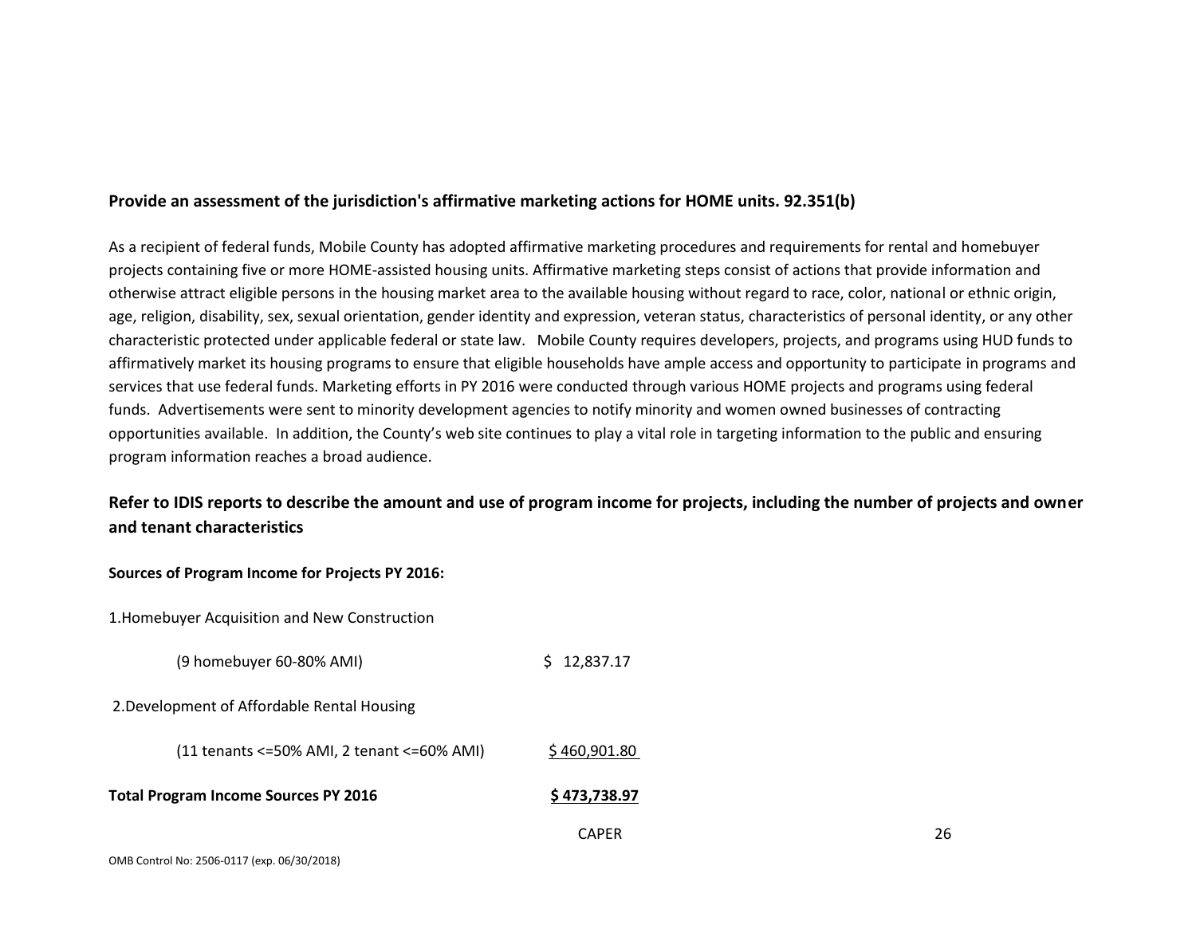### Provide an assessment of the jurisdiction's affirmative marketing actions for HOME units. 92.351(b)

As a recipient of federal funds, Mobile County has adopted affirmative marketing procedures and requirements for rental and homebuyer projects containing five or more HOME-assisted housing units. Affirmative marketing steps consist of actions that provide information and otherwise attract eligible persons in the housing market area to the available housing without regard to race, color, national or ethnic origin, age, religion, disability, sex, sexual orientation, gender identity and expression, veteran status, characteristics of personal identity, or any other characteristic protected under applicable federal or state law. Mobile County requires developers, projects, and programs using HUD funds to affirmatively market its housing programs to ensure that eligible households have ample access and opportunity to participate in programs and services that use federal funds. Marketing efforts in PY 2016 were conducted through various HOME projects and programs using federal funds. Advertisements were sent to minority development agencies to notify minority and women owned businesses of contracting opportunities available. In addition, the County's web site continues to play a vital role in targeting information to the public and ensuring program information reaches a broad audience.

## Refer to IDIS reports to describe the amount and use of program income for projects, including the number of projects and owner and tenant characteristics

**Sources of Program Income for Projects PY 2016:**

1. Homebuyer Acquisition and New Construction

| | |
|---|---|
| (9 homebuyer 60-80% AMI) | $ 12,837.17 |

2. Development of Affordable Rental Housing

| | |
|---|---|
| (11 tenants <=50% AMI, 2 tenant <=60% AMI) | $ 460,901.80 |

| | |
|---|---|
| **Total Program Income Sources PY 2016** | **$ 473,738.97** |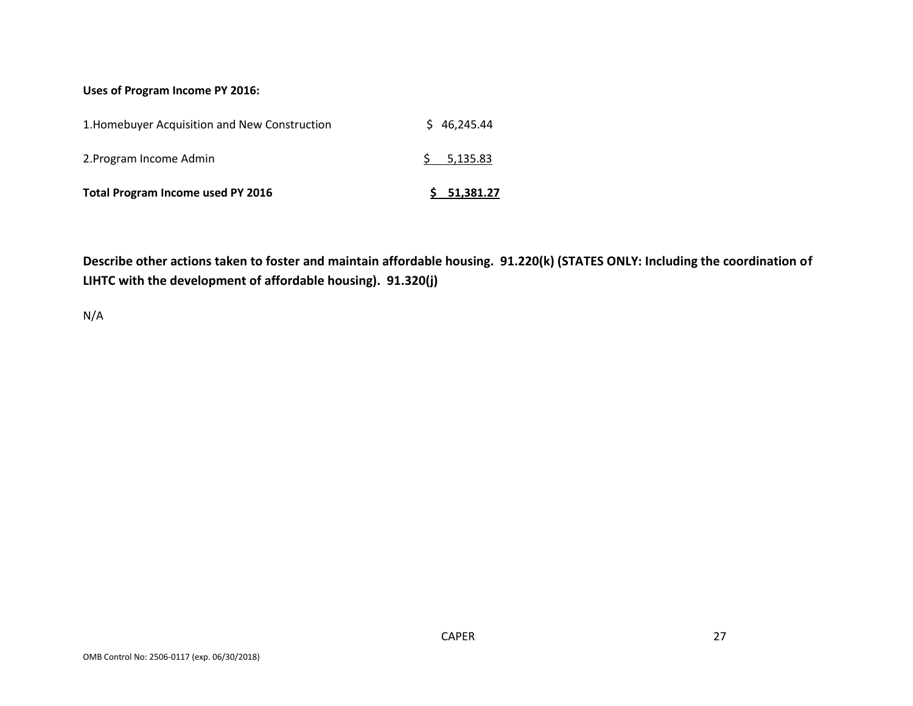**Uses of Program Income PY 2016:**

| | |
|---|---|
| 1.Homebuyer Acquisition and New Construction | $ 46,245.44 |
| 2.Program Income Admin | $ 5,135.83 |
| **Total Program Income used PY 2016** | **$ 51,381.27** |

**Describe other actions taken to foster and maintain affordable housing. 91.220(k) (STATES ONLY: Including the coordination of LIHTC with the development of affordable housing). 91.320(j)**

N/A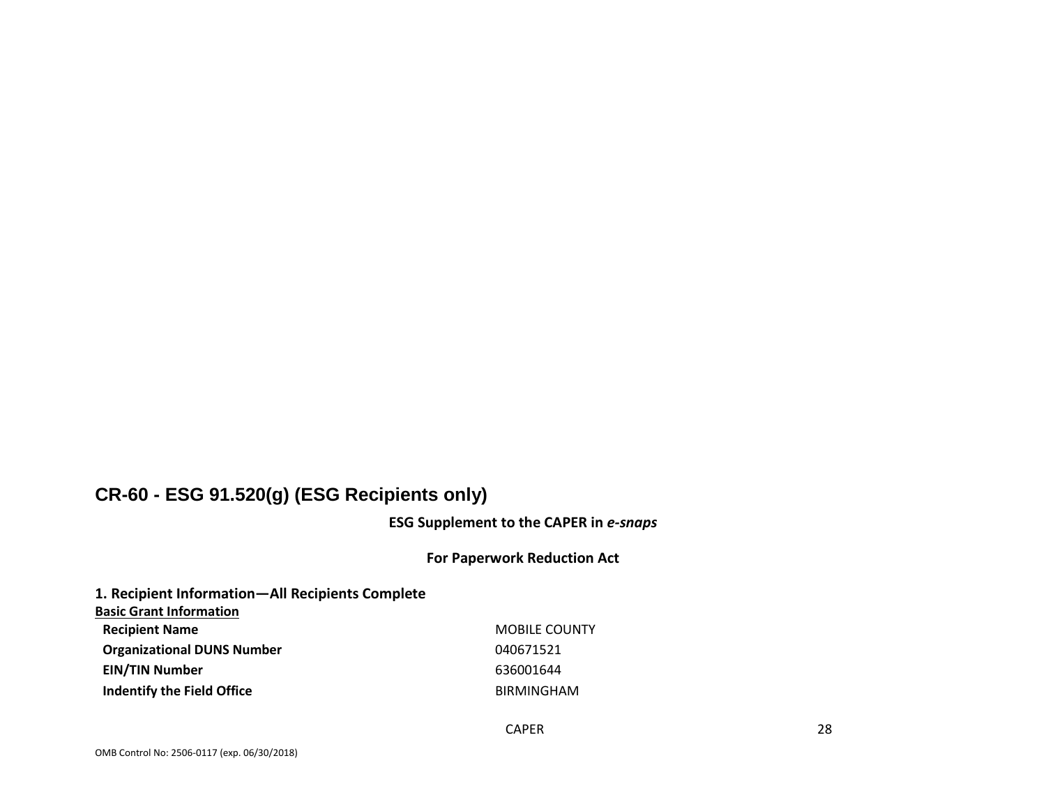## CR-60 - ESG 91.520(g) (ESG Recipients only)

**ESG Supplement to the CAPER in *e-snaps***

**For Paperwork Reduction Act**

**1. Recipient Information—All Recipients Complete**

**Basic Grant Information**

| | |
|---|---|
| **Recipient Name** | MOBILE COUNTY |
| **Organizational DUNS Number** | 040671521 |
| **EIN/TIN Number** | 636001644 |
| **Indentify the Field Office** | BIRMINGHAM |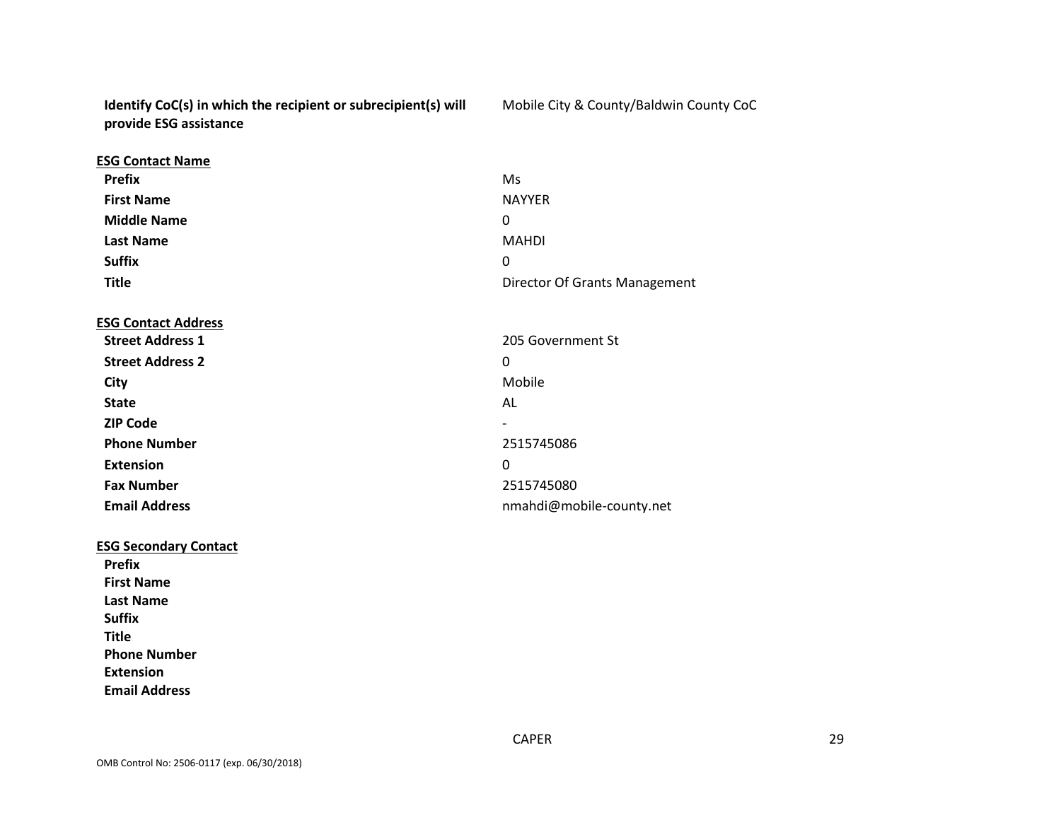**Identify CoC(s) in which the recipient or subrecipient(s) will provide ESG assistance** Mobile City & County/Baldwin County CoC

**ESG Contact Name**

| | |
|---|---|
| **Prefix** | Ms |
| **First Name** | NAYYER |
| **Middle Name** | 0 |
| **Last Name** | MAHDI |
| **Suffix** | 0 |
| **Title** | Director Of Grants Management |

**ESG Contact Address**

| | |
|---|---|
| **Street Address 1** | 205 Government St |
| **Street Address 2** | 0 |
| **City** | Mobile |
| **State** | AL |
| **ZIP Code** | - |
| **Phone Number** | 2515745086 |
| **Extension** | 0 |
| **Fax Number** | 2515745080 |
| **Email Address** | nmahdi@mobile-county.net |

**ESG Secondary Contact**

| | |
|---|---|
| **Prefix** | |
| **First Name** | |
| **Last Name** | |
| **Suffix** | |
| **Title** | |
| **Phone Number** | |
| **Extension** | |
| **Email Address** | |

OMB Control No: 2506-0117 (exp. 06/30/2018)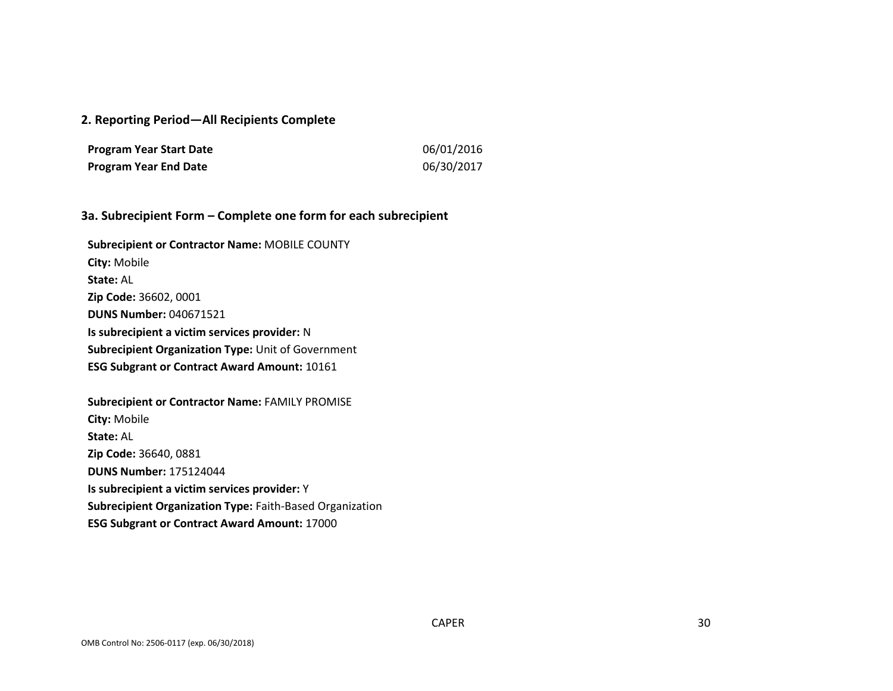## 2. Reporting Period—All Recipients Complete

| | |
|---|---|
| **Program Year Start Date** | 06/01/2016 |
| **Program Year End Date** | 06/30/2017 |

## 3a. Subrecipient Form – Complete one form for each subrecipient

**Subrecipient or Contractor Name:** MOBILE COUNTY
**City:** Mobile
**State:** AL
**Zip Code:** 36602, 0001
**DUNS Number:** 040671521
**Is subrecipient a victim services provider:** N
**Subrecipient Organization Type:** Unit of Government
**ESG Subgrant or Contract Award Amount:** 10161

**Subrecipient or Contractor Name:** FAMILY PROMISE
**City:** Mobile
**State:** AL
**Zip Code:** 36640, 0881
**DUNS Number:** 175124044
**Is subrecipient a victim services provider:** Y
**Subrecipient Organization Type:** Faith-Based Organization
**ESG Subgrant or Contract Award Amount:** 17000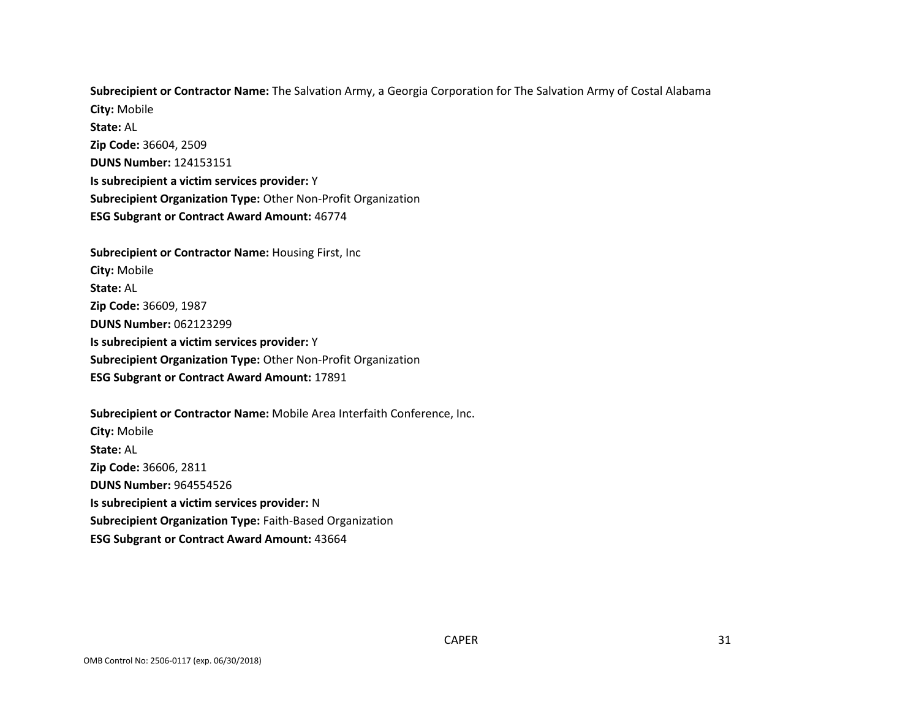**Subrecipient or Contractor Name:** The Salvation Army, a Georgia Corporation for The Salvation Army of Costal Alabama
**City:** Mobile
**State:** AL
**Zip Code:** 36604, 2509
**DUNS Number:** 124153151
**Is subrecipient a victim services provider:** Y
**Subrecipient Organization Type:** Other Non-Profit Organization
**ESG Subgrant or Contract Award Amount:** 46774

**Subrecipient or Contractor Name:** Housing First, Inc
**City:** Mobile
**State:** AL
**Zip Code:** 36609, 1987
**DUNS Number:** 062123299
**Is subrecipient a victim services provider:** Y
**Subrecipient Organization Type:** Other Non-Profit Organization
**ESG Subgrant or Contract Award Amount:** 17891

**Subrecipient or Contractor Name:** Mobile Area Interfaith Conference, Inc.
**City:** Mobile
**State:** AL
**Zip Code:** 36606, 2811
**DUNS Number:** 964554526
**Is subrecipient a victim services provider:** N
**Subrecipient Organization Type:** Faith-Based Organization
**ESG Subgrant or Contract Award Amount:** 43664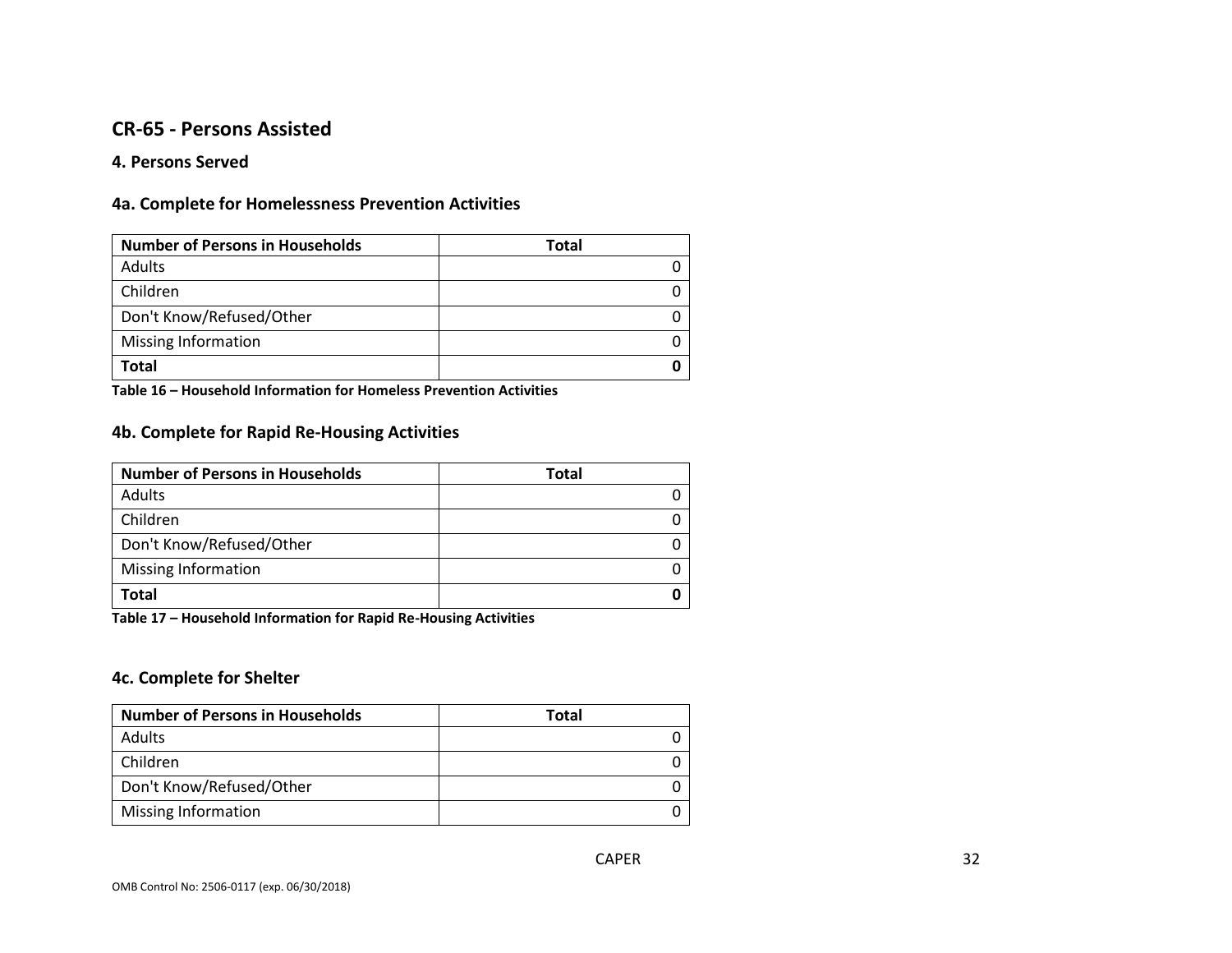## CR-65 - Persons Assisted

### 4. Persons Served

### 4a. Complete for Homelessness Prevention Activities

| Number of Persons in Households | Total |
|---|---|
| Adults | 0 |
| Children | 0 |
| Don't Know/Refused/Other | 0 |
| Missing Information | 0 |
| **Total** | **0** |

**Table 16 – Household Information for Homeless Prevention Activities**

### 4b. Complete for Rapid Re-Housing Activities

| Number of Persons in Households | Total |
|---|---|
| Adults | 0 |
| Children | 0 |
| Don't Know/Refused/Other | 0 |
| Missing Information | 0 |
| **Total** | **0** |

**Table 17 – Household Information for Rapid Re-Housing Activities**

### 4c. Complete for Shelter

| Number of Persons in Households | Total |
|---|---|
| Adults | 0 |
| Children | 0 |
| Don't Know/Refused/Other | 0 |
| Missing Information | 0 |

OMB Control No: 2506-0117 (exp. 06/30/2018)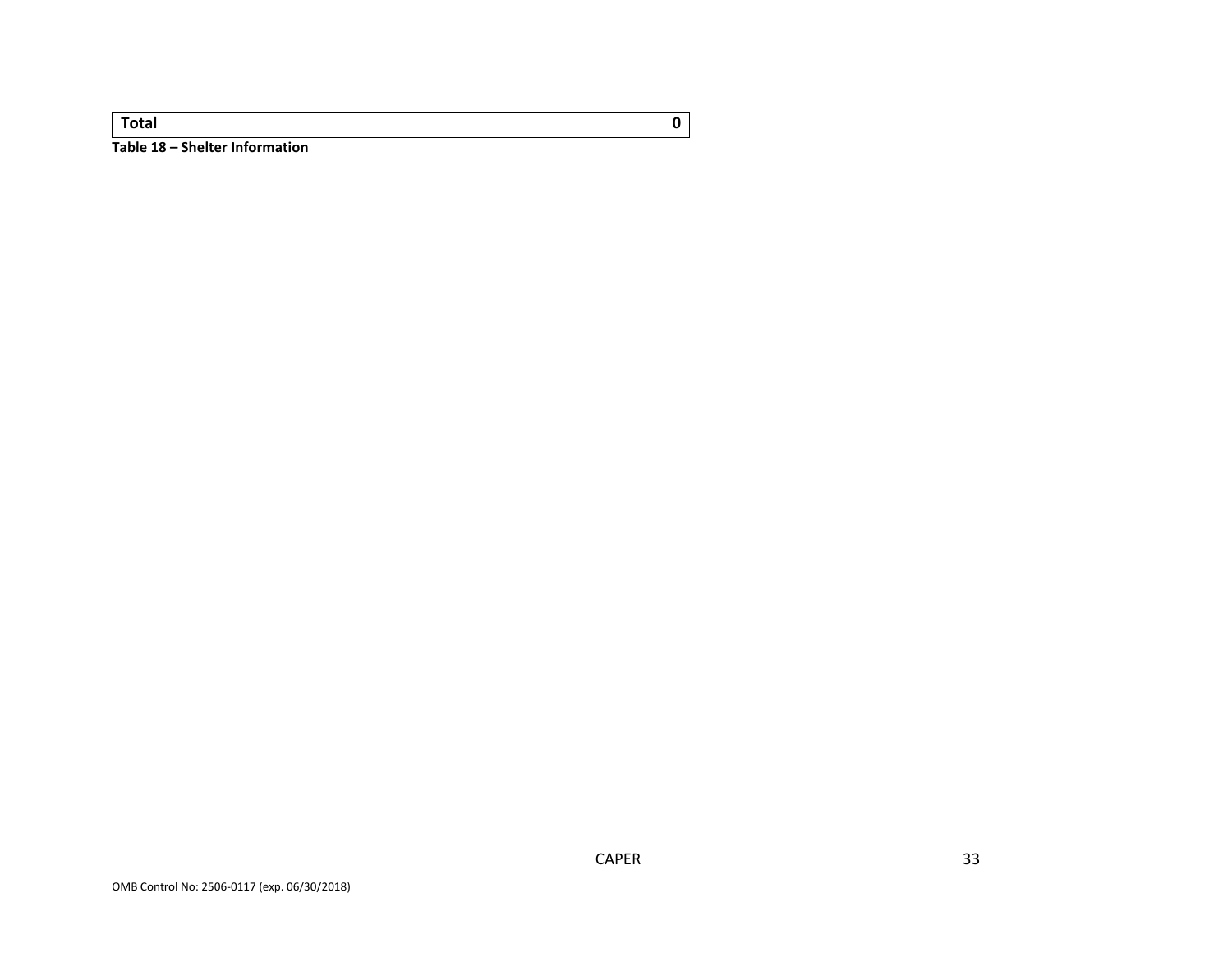| Total | 0 |
|---|---|

**Table 18 – Shelter Information**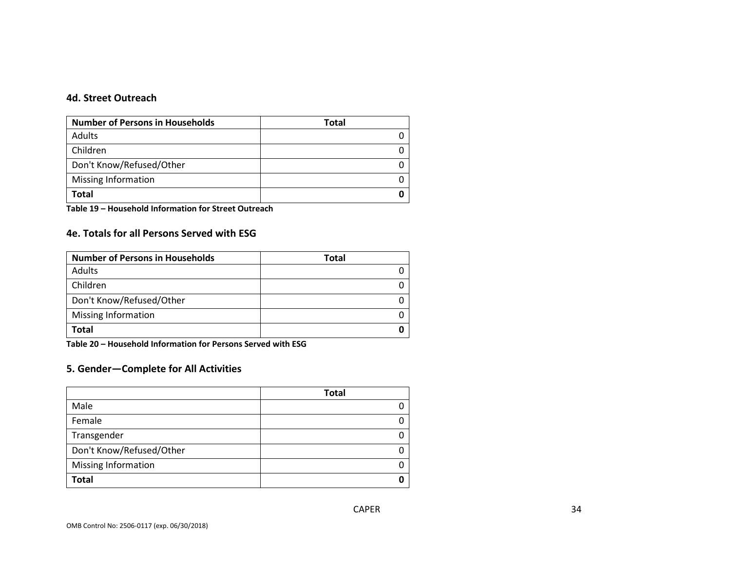### 4d. Street Outreach

| Number of Persons in Households | Total |
|---|---|
| Adults | 0 |
| Children | 0 |
| Don't Know/Refused/Other | 0 |
| Missing Information | 0 |
| **Total** | **0** |

**Table 19 – Household Information for Street Outreach**

### 4e. Totals for all Persons Served with ESG

| Number of Persons in Households | Total |
|---|---|
| Adults | 0 |
| Children | 0 |
| Don't Know/Refused/Other | 0 |
| Missing Information | 0 |
| **Total** | **0** |

**Table 20 – Household Information for Persons Served with ESG**

### 5. Gender—Complete for All Activities

| | Total |
|---|---|
| Male | 0 |
| Female | 0 |
| Transgender | 0 |
| Don't Know/Refused/Other | 0 |
| Missing Information | 0 |
| **Total** | **0** |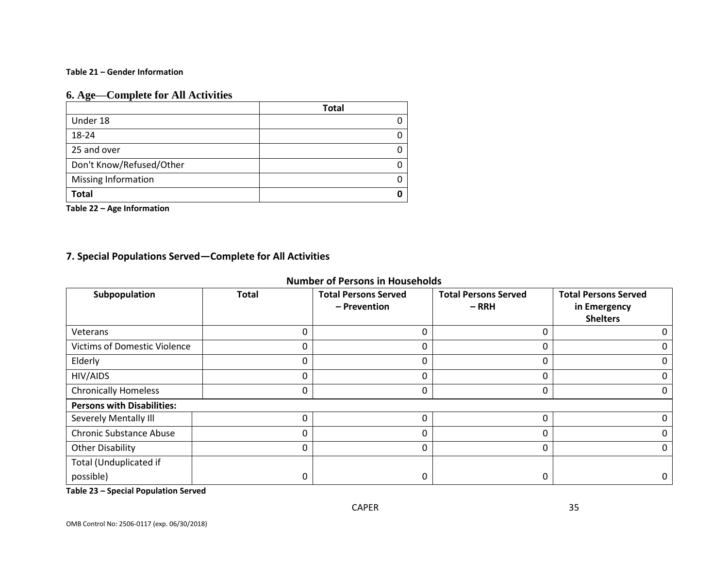**Table 21 – Gender Information**

## 6. Age—Complete for All Activities

| | Total |
|---|---|
| Under 18 | 0 |
| 18-24 | 0 |
| 25 and over | 0 |
| Don't Know/Refused/Other | 0 |
| Missing Information | 0 |
| **Total** | **0** |

**Table 22 – Age Information**

## 7. Special Populations Served—Complete for All Activities

**Number of Persons in Households**

| Subpopulation | Total | Total Persons Served – Prevention | Total Persons Served – RRH | Total Persons Served in Emergency Shelters |
|---|---|---|---|---|
| Veterans | 0 | 0 | 0 | 0 |
| Victims of Domestic Violence | 0 | 0 | 0 | 0 |
| Elderly | 0 | 0 | 0 | 0 |
| HIV/AIDS | 0 | 0 | 0 | 0 |
| Chronically Homeless | 0 | 0 | 0 | 0 |
| **Persons with Disabilities:** | | | | |
| Severely Mentally Ill | 0 | 0 | 0 | 0 |
| Chronic Substance Abuse | 0 | 0 | 0 | 0 |
| Other Disability | 0 | 0 | 0 | 0 |
| Total (Unduplicated if possible) | 0 | 0 | 0 | 0 |

**Table 23 – Special Population Served**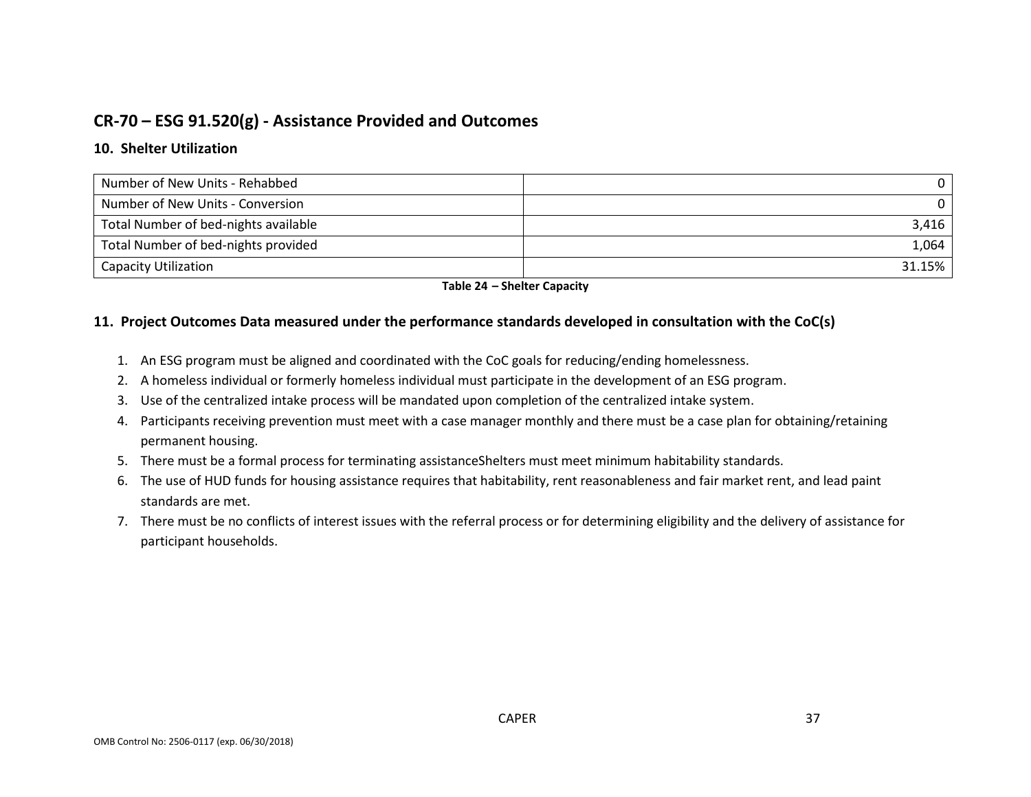## CR-70 – ESG 91.520(g) - Assistance Provided and Outcomes

### 10. Shelter Utilization

| | |
|---|---|
| Number of New Units - Rehabbed | 0 |
| Number of New Units - Conversion | 0 |
| Total Number of bed-nights available | 3,416 |
| Total Number of bed-nights provided | 1,064 |
| Capacity Utilization | 31.15% |

**Table 24 – Shelter Capacity**

### 11. Project Outcomes Data measured under the performance standards developed in consultation with the CoC(s)

1. An ESG program must be aligned and coordinated with the CoC goals for reducing/ending homelessness.
2. A homeless individual or formerly homeless individual must participate in the development of an ESG program.
3. Use of the centralized intake process will be mandated upon completion of the centralized intake system.
4. Participants receiving prevention must meet with a case manager monthly and there must be a case plan for obtaining/retaining permanent housing.
5. There must be a formal process for terminating assistanceShelters must meet minimum habitability standards.
6. The use of HUD funds for housing assistance requires that habitability, rent reasonableness and fair market rent, and lead paint standards are met.
7. There must be no conflicts of interest issues with the referral process or for determining eligibility and the delivery of assistance for participant households.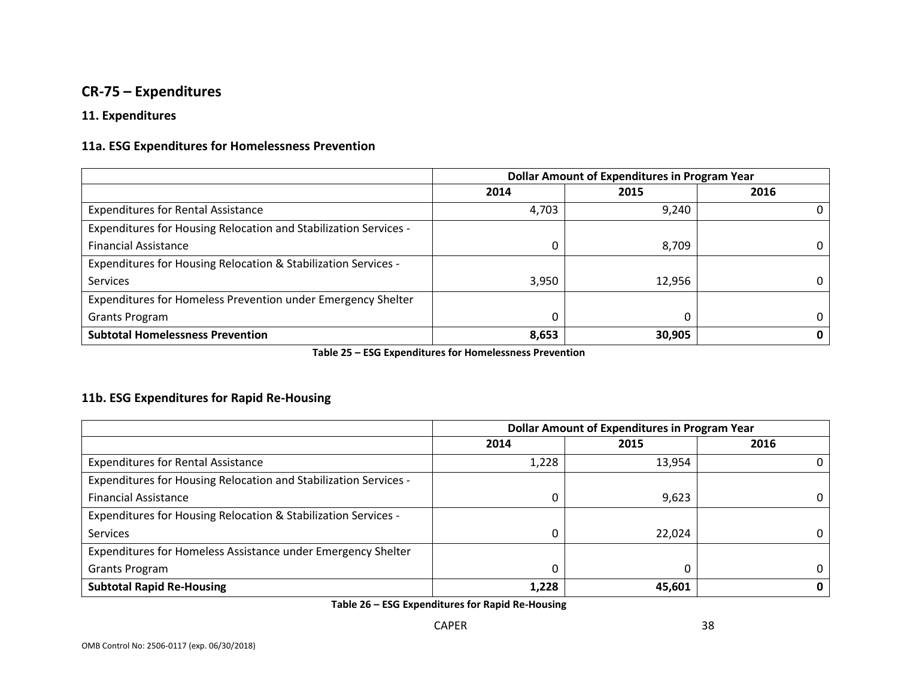## CR-75 – Expenditures

### 11. Expenditures

### 11a. ESG Expenditures for Homelessness Prevention

| | Dollar Amount of Expenditures in Program Year | | |
|---|---|---|---|
| | 2014 | 2015 | 2016 |
| Expenditures for Rental Assistance | 4,703 | 9,240 | 0 |
| Expenditures for Housing Relocation and Stabilization Services - Financial Assistance | 0 | 8,709 | 0 |
| Expenditures for Housing Relocation & Stabilization Services - Services | 3,950 | 12,956 | 0 |
| Expenditures for Homeless Prevention under Emergency Shelter Grants Program | 0 | 0 | 0 |
| **Subtotal Homelessness Prevention** | **8,653** | **30,905** | **0** |

**Table 25 – ESG Expenditures for Homelessness Prevention**

### 11b. ESG Expenditures for Rapid Re-Housing

| | Dollar Amount of Expenditures in Program Year | | |
|---|---|---|---|
| | 2014 | 2015 | 2016 |
| Expenditures for Rental Assistance | 1,228 | 13,954 | 0 |
| Expenditures for Housing Relocation and Stabilization Services - Financial Assistance | 0 | 9,623 | 0 |
| Expenditures for Housing Relocation & Stabilization Services - Services | 0 | 22,024 | 0 |
| Expenditures for Homeless Assistance under Emergency Shelter Grants Program | 0 | 0 | 0 |
| **Subtotal Rapid Re-Housing** | **1,228** | **45,601** | **0** |

**Table 26 – ESG Expenditures for Rapid Re-Housing**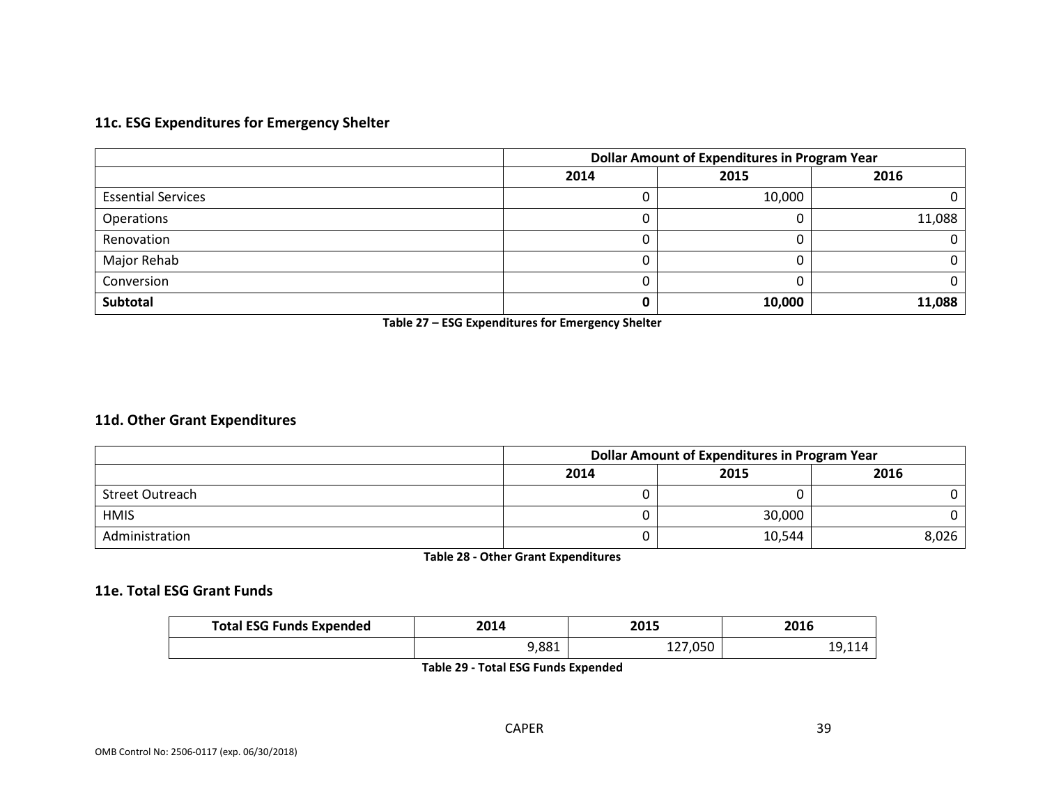### 11c. ESG Expenditures for Emergency Shelter

| | Dollar Amount of Expenditures in Program Year | | |
|---|---|---|---|
| | 2014 | 2015 | 2016 |
| Essential Services | 0 | 10,000 | 0 |
| Operations | 0 | 0 | 11,088 |
| Renovation | 0 | 0 | 0 |
| Major Rehab | 0 | 0 | 0 |
| Conversion | 0 | 0 | 0 |
| **Subtotal** | **0** | **10,000** | **11,088** |

**Table 27 – ESG Expenditures for Emergency Shelter**

### 11d. Other Grant Expenditures

| | Dollar Amount of Expenditures in Program Year | | |
|---|---|---|---|
| | 2014 | 2015 | 2016 |
| Street Outreach | 0 | 0 | 0 |
| HMIS | 0 | 30,000 | 0 |
| Administration | 0 | 10,544 | 8,026 |

**Table 28 - Other Grant Expenditures**

### 11e. Total ESG Grant Funds

| Total ESG Funds Expended | 2014 | 2015 | 2016 |
|---|---|---|---|
| | 9,881 | 127,050 | 19,114 |

**Table 29 - Total ESG Funds Expended**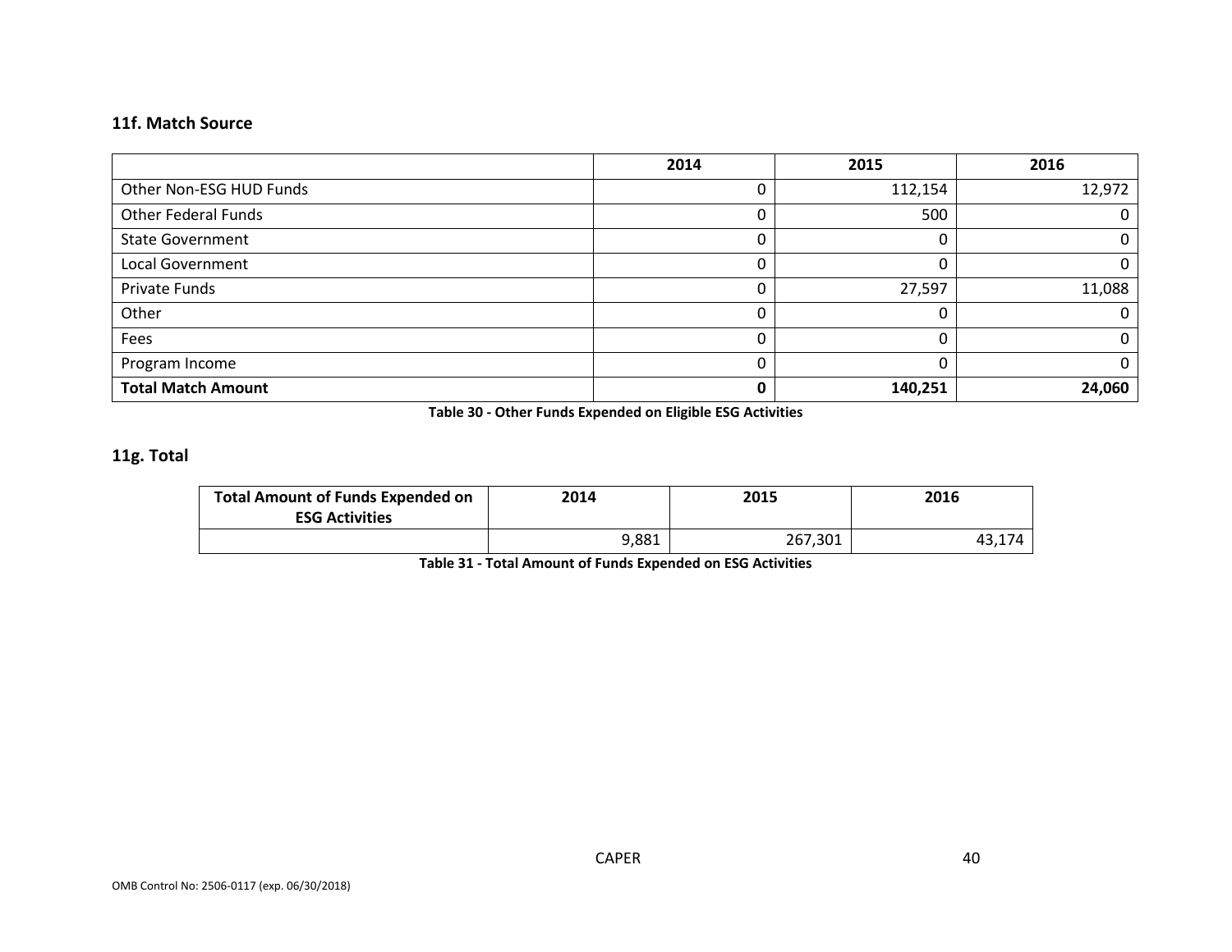### 11f. Match Source

| | 2014 | 2015 | 2016 |
|---|---|---|---|
| Other Non-ESG HUD Funds | 0 | 112,154 | 12,972 |
| Other Federal Funds | 0 | 500 | 0 |
| State Government | 0 | 0 | 0 |
| Local Government | 0 | 0 | 0 |
| Private Funds | 0 | 27,597 | 11,088 |
| Other | 0 | 0 | 0 |
| Fees | 0 | 0 | 0 |
| Program Income | 0 | 0 | 0 |
| **Total Match Amount** | **0** | **140,251** | **24,060** |

**Table 30 - Other Funds Expended on Eligible ESG Activities**

### 11g. Total

| Total Amount of Funds Expended on ESG Activities | 2014 | 2015 | 2016 |
|---|---|---|---|
| | 9,881 | 267,301 | 43,174 |

**Table 31 - Total Amount of Funds Expended on ESG Activities**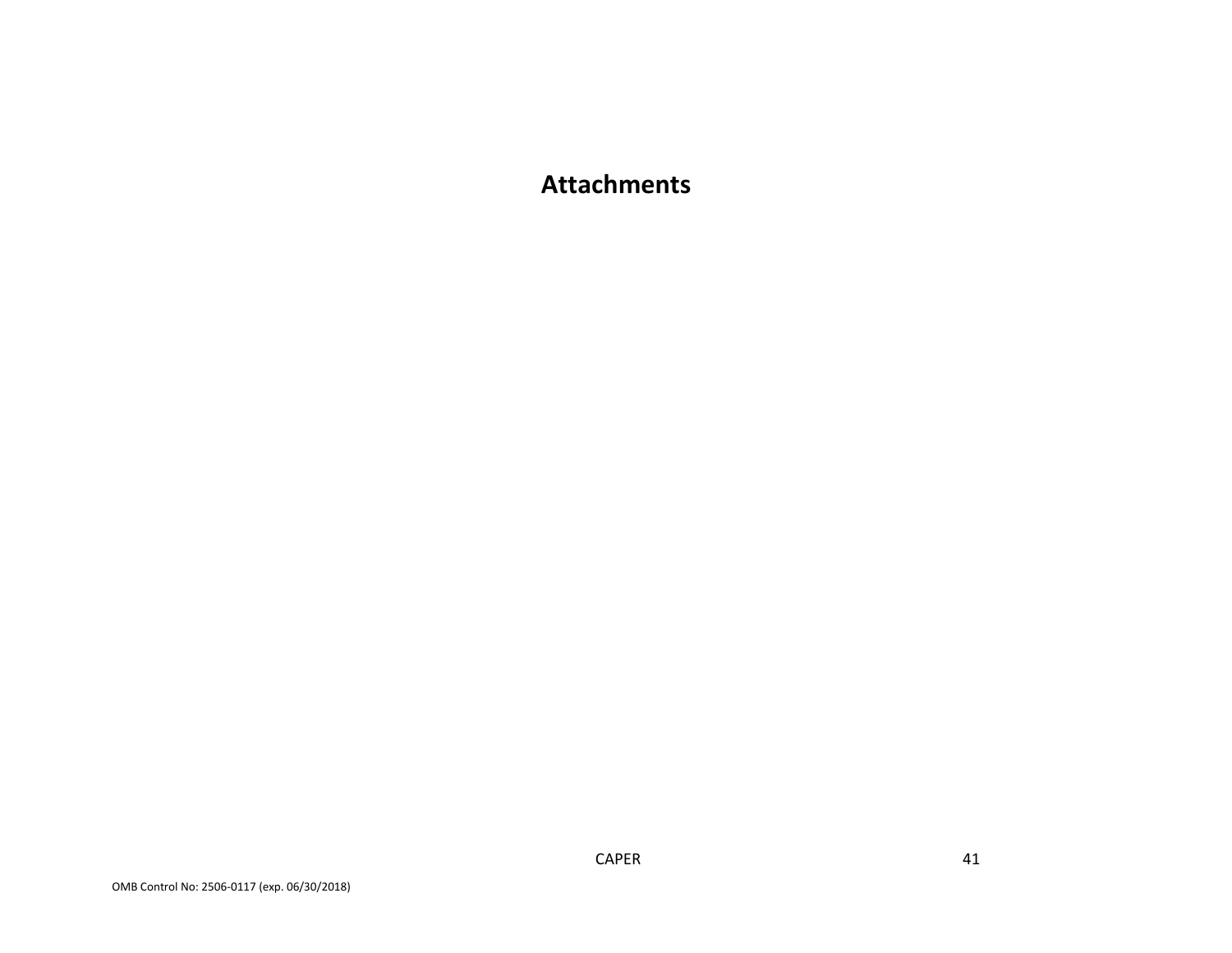# Attachments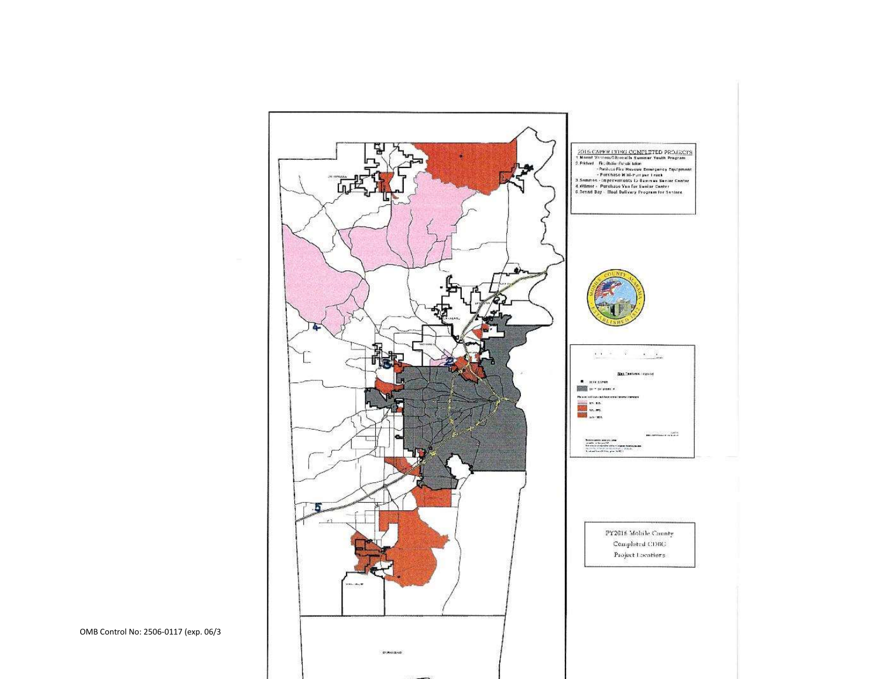2016 CAPER CDBG COMPLETED PROJECTS

1. Mount Vernon/Citronelle Summer Youth Program
2. Prichard - Fire/Butler Rehab Taken
   - Purchase Fire Rescue Emergency Equipment
   - Purchase Mini-Pumper Truck
3. Semmes - Improvements to Semmes Senior Center
4. Wilmer - Purchase Van for Senior Center
5. Grand Bay - Meal Delivery Program for Seniors

PY2016 Mobile County Completed CDBG Project Locations

OMB Control No: 2506-0117 (exp. 06/3